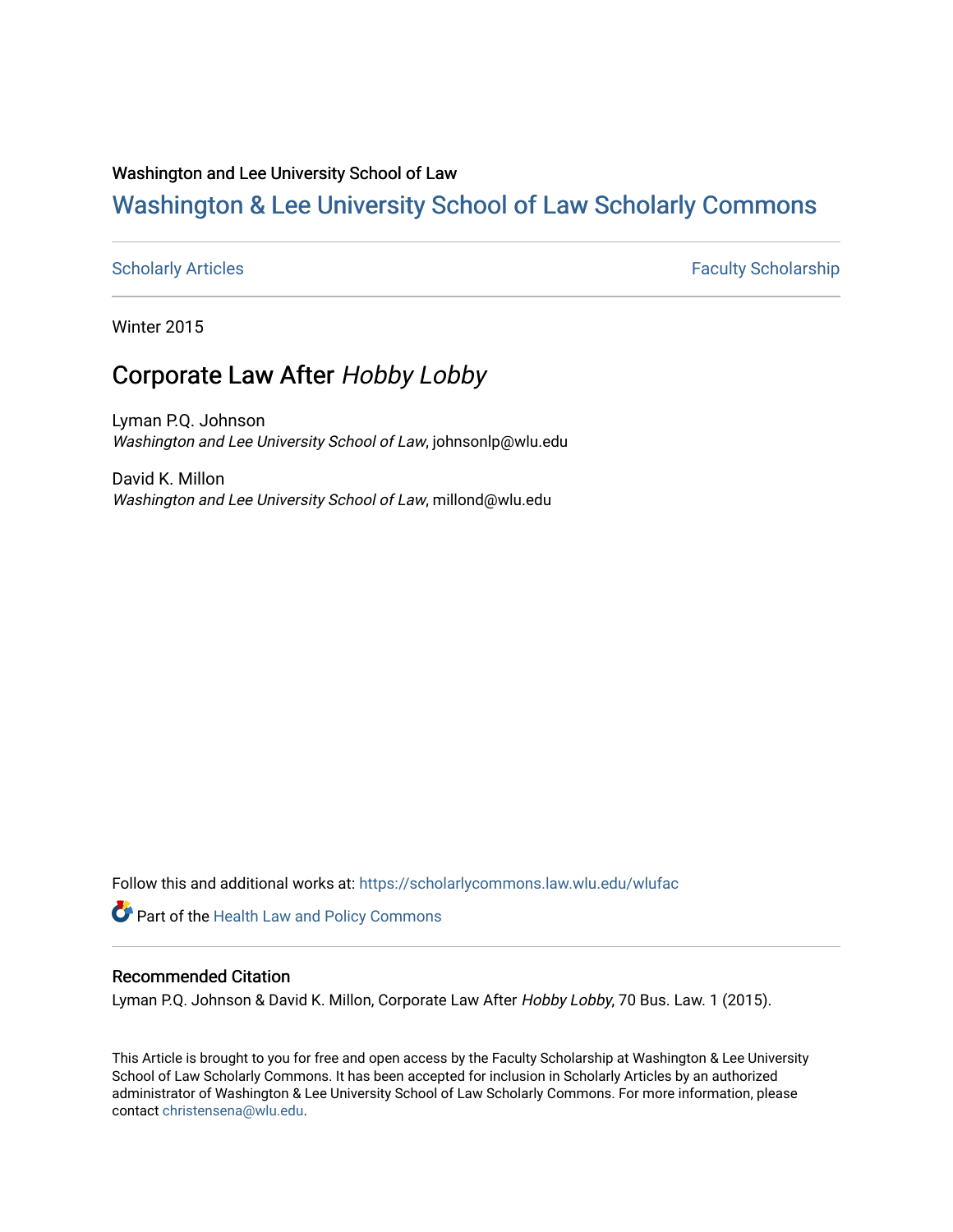Washington and Lee University School of Law

# Washington & Lee University School of Law Scholarly Commons

Scholarly Articles | Faculty Scholarship

Winter 2015

## Corporate Law After *Hobby Lobby*

Lyman P.Q. Johnson
*Washington and Lee University School of Law*, johnsonlp@wlu.edu

David K. Millon
*Washington and Lee University School of Law*, millond@wlu.edu

Follow this and additional works at: https://scholarlycommons.law.wlu.edu/wlufac

Part of the Health Law and Policy Commons

### Recommended Citation

Lyman P.Q. Johnson & David K. Millon, Corporate Law After *Hobby Lobby*, 70 Bus. Law. 1 (2015).

This Article is brought to you for free and open access by the Faculty Scholarship at Washington & Lee University School of Law Scholarly Commons. It has been accepted for inclusion in Scholarly Articles by an authorized administrator of Washington & Lee University School of Law Scholarly Commons. For more information, please contact christensena@wlu.edu.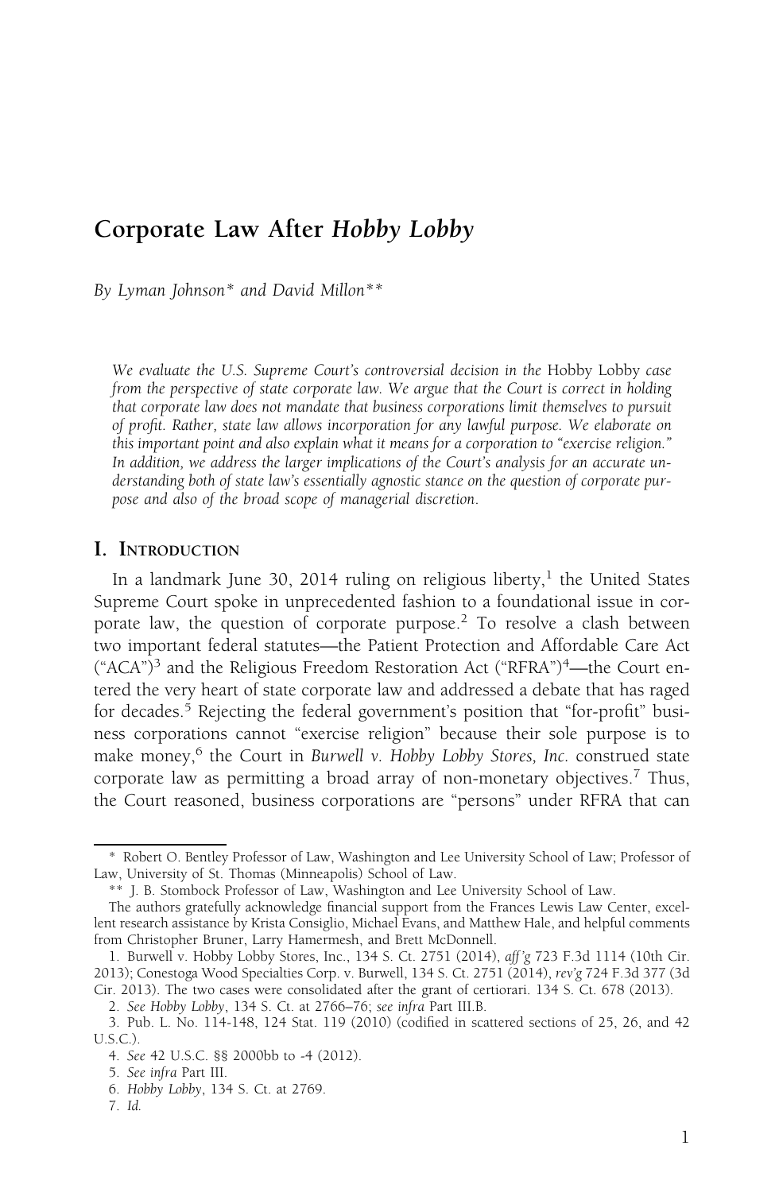# Corporate Law After *Hobby Lobby*

*By Lyman Johnson\* and David Millon\*\**

*We evaluate the U.S. Supreme Court's controversial decision in the* Hobby Lobby *case from the perspective of state corporate law. We argue that the Court is correct in holding that corporate law does not mandate that business corporations limit themselves to pursuit of profit. Rather, state law allows incorporation for any lawful purpose. We elaborate on this important point and also explain what it means for a corporation to "exercise religion." In addition, we address the larger implications of the Court's analysis for an accurate understanding both of state law's essentially agnostic stance on the question of corporate purpose and also of the broad scope of managerial discretion.*

## I. Introduction

In a landmark June 30, 2014 ruling on religious liberty,[1] the United States Supreme Court spoke in unprecedented fashion to a foundational issue in corporate law, the question of corporate purpose.[2] To resolve a clash between two important federal statutes—the Patient Protection and Affordable Care Act ("ACA")[3] and the Religious Freedom Restoration Act ("RFRA")[4]—the Court entered the very heart of state corporate law and addressed a debate that has raged for decades.[5] Rejecting the federal government's position that "for-profit" business corporations cannot "exercise religion" because their sole purpose is to make money,[6] the Court in *Burwell v. Hobby Lobby Stores, Inc.* construed state corporate law as permitting a broad array of non-monetary objectives.[7] Thus, the Court reasoned, business corporations are "persons" under RFRA that can

---

\* Robert O. Bentley Professor of Law, Washington and Lee University School of Law; Professor of Law, University of St. Thomas (Minneapolis) School of Law.

\*\* J. B. Stombock Professor of Law, Washington and Lee University School of Law.

The authors gratefully acknowledge financial support from the Frances Lewis Law Center, excellent research assistance by Krista Consiglio, Michael Evans, and Matthew Hale, and helpful comments from Christopher Bruner, Larry Hamermesh, and Brett McDonnell.

1. Burwell v. Hobby Lobby Stores, Inc., 134 S. Ct. 2751 (2014), *aff'g* 723 F.3d 1114 (10th Cir. 2013); Conestoga Wood Specialties Corp. v. Burwell, 134 S. Ct. 2751 (2014), *rev'g* 724 F.3d 377 (3d Cir. 2013). The two cases were consolidated after the grant of certiorari. 134 S. Ct. 678 (2013).

2. *See Hobby Lobby*, 134 S. Ct. at 2766–76; *see infra* Part III.B.

3. Pub. L. No. 114-148, 124 Stat. 119 (2010) (codified in scattered sections of 25, 26, and 42 U.S.C.).

4. *See* 42 U.S.C. §§ 2000bb to -4 (2012).

5. *See infra* Part III.

6. *Hobby Lobby*, 134 S. Ct. at 2769.

7. *Id.*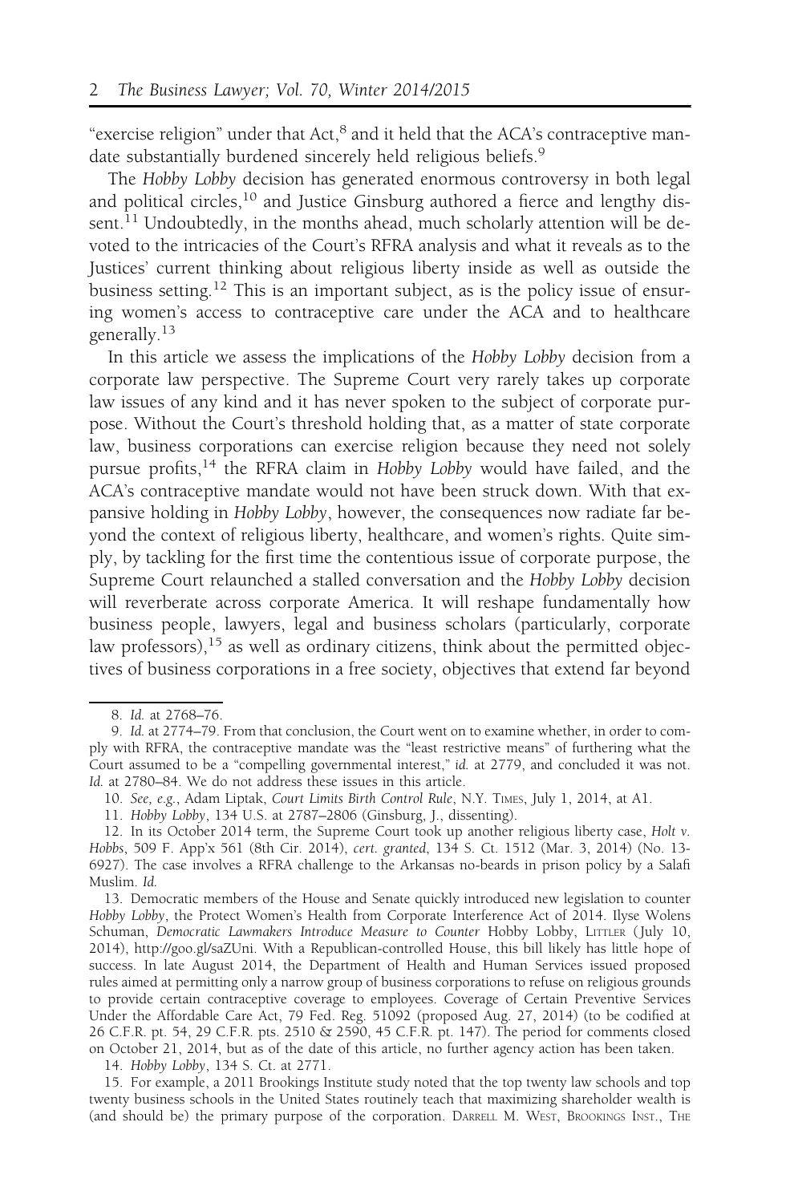"exercise religion" under that Act,[8] and it held that the ACA's contraceptive mandate substantially burdened sincerely held religious beliefs.[9]

The *Hobby Lobby* decision has generated enormous controversy in both legal and political circles,[10] and Justice Ginsburg authored a fierce and lengthy dissent.[11] Undoubtedly, in the months ahead, much scholarly attention will be devoted to the intricacies of the Court's RFRA analysis and what it reveals as to the Justices' current thinking about religious liberty inside as well as outside the business setting.[12] This is an important subject, as is the policy issue of ensuring women's access to contraceptive care under the ACA and to healthcare generally.[13]

In this article we assess the implications of the *Hobby Lobby* decision from a corporate law perspective. The Supreme Court very rarely takes up corporate law issues of any kind and it has never spoken to the subject of corporate purpose. Without the Court's threshold holding that, as a matter of state corporate law, business corporations can exercise religion because they need not solely pursue profits,[14] the RFRA claim in *Hobby Lobby* would have failed, and the ACA's contraceptive mandate would not have been struck down. With that expansive holding in *Hobby Lobby*, however, the consequences now radiate far beyond the context of religious liberty, healthcare, and women's rights. Quite simply, by tackling for the first time the contentious issue of corporate purpose, the Supreme Court relaunched a stalled conversation and the *Hobby Lobby* decision will reverberate across corporate America. It will reshape fundamentally how business people, lawyers, legal and business scholars (particularly, corporate law professors),[15] as well as ordinary citizens, think about the permitted objectives of business corporations in a free society, objectives that extend far beyond

---

8. *Id.* at 2768–76.

9. *Id.* at 2774–79. From that conclusion, the Court went on to examine whether, in order to comply with RFRA, the contraceptive mandate was the "least restrictive means" of furthering what the Court assumed to be a "compelling governmental interest," *id.* at 2779, and concluded it was not. *Id.* at 2780–84. We do not address these issues in this article.

10. *See, e.g.*, Adam Liptak, *Court Limits Birth Control Rule*, N.Y. Times, July 1, 2014, at A1.

11. *Hobby Lobby*, 134 U.S. at 2787–2806 (Ginsburg, J., dissenting).

12. In its October 2014 term, the Supreme Court took up another religious liberty case, *Holt v. Hobbs*, 509 F. App'x 561 (8th Cir. 2014), *cert. granted*, 134 S. Ct. 1512 (Mar. 3, 2014) (No. 13-6927). The case involves a RFRA challenge to the Arkansas no-beards in prison policy by a Salafi Muslim. *Id.*

13. Democratic members of the House and Senate quickly introduced new legislation to counter *Hobby Lobby*, the Protect Women's Health from Corporate Interference Act of 2014. Ilyse Wolens Schuman, *Democratic Lawmakers Introduce Measure to Counter* Hobby Lobby, Littler (July 10, 2014), http://goo.gl/saZUni. With a Republican-controlled House, this bill likely has little hope of success. In late August 2014, the Department of Health and Human Services issued proposed rules aimed at permitting only a narrow group of business corporations to refuse on religious grounds to provide certain contraceptive coverage to employees. Coverage of Certain Preventive Services Under the Affordable Care Act, 79 Fed. Reg. 51092 (proposed Aug. 27, 2014) (to be codified at 26 C.F.R. pt. 54, 29 C.F.R. pts. 2510 & 2590, 45 C.F.R. pt. 147). The period for comments closed on October 21, 2014, but as of the date of this article, no further agency action has been taken.

14. *Hobby Lobby*, 134 S. Ct. at 2771.

15. For example, a 2011 Brookings Institute study noted that the top twenty law schools and top twenty business schools in the United States routinely teach that maximizing shareholder wealth is (and should be) the primary purpose of the corporation. Darrell M. West, Brookings Inst., The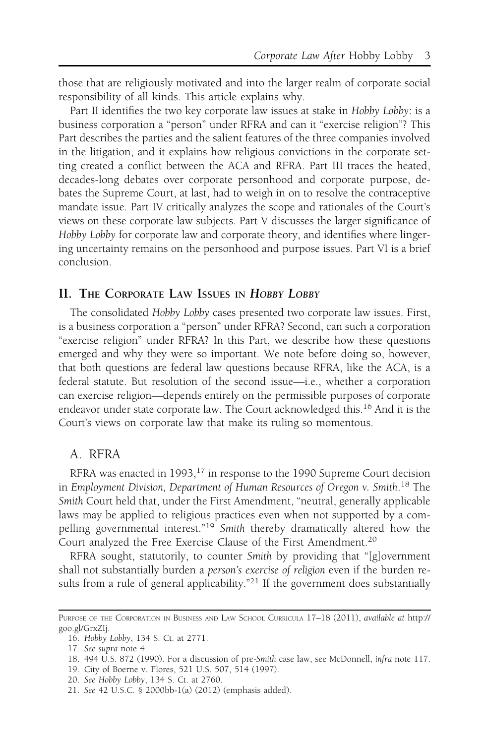those that are religiously motivated and into the larger realm of corporate social responsibility of all kinds. This article explains why.

Part II identifies the two key corporate law issues at stake in *Hobby Lobby*: is a business corporation a "person" under RFRA and can it "exercise religion"? This Part describes the parties and the salient features of the three companies involved in the litigation, and it explains how religious convictions in the corporate setting created a conflict between the ACA and RFRA. Part III traces the heated, decades-long debates over corporate personhood and corporate purpose, debates the Supreme Court, at last, had to weigh in on to resolve the contraceptive mandate issue. Part IV critically analyzes the scope and rationales of the Court's views on these corporate law subjects. Part V discusses the larger significance of *Hobby Lobby* for corporate law and corporate theory, and identifies where lingering uncertainty remains on the personhood and purpose issues. Part VI is a brief conclusion.

## II. The Corporate Law Issues in *Hobby Lobby*

The consolidated *Hobby Lobby* cases presented two corporate law issues. First, is a business corporation a "person" under RFRA? Second, can such a corporation "exercise religion" under RFRA? In this Part, we describe how these questions emerged and why they were so important. We note before doing so, however, that both questions are federal law questions because RFRA, like the ACA, is a federal statute. But resolution of the second issue—i.e., whether a corporation can exercise religion—depends entirely on the permissible purposes of corporate endeavor under state corporate law. The Court acknowledged this.[16] And it is the Court's views on corporate law that make its ruling so momentous.

### A. RFRA

RFRA was enacted in 1993,[17] in response to the 1990 Supreme Court decision in *Employment Division, Department of Human Resources of Oregon v. Smith*.[18] The *Smith* Court held that, under the First Amendment, "neutral, generally applicable laws may be applied to religious practices even when not supported by a compelling governmental interest."[19] *Smith* thereby dramatically altered how the Court analyzed the Free Exercise Clause of the First Amendment.[20]

RFRA sought, statutorily, to counter *Smith* by providing that "[g]overnment shall not substantially burden a *person's exercise of religion* even if the burden results from a rule of general applicability."[21] If the government does substantially

---

Purpose of the Corporation in Business and Law School Curricula 17–18 (2011), *available at* http://goo.gl/GrxZlj.

16. *Hobby Lobby*, 134 S. Ct. at 2771.

17. *See supra* note 4.

18. 494 U.S. 872 (1990). For a discussion of pre-*Smith* case law, see McDonnell, *infra* note 117.

19. City of Boerne v. Flores, 521 U.S. 507, 514 (1997).

20. *See Hobby Lobby*, 134 S. Ct. at 2760.

21. *See* 42 U.S.C. § 2000bb-1(a) (2012) (emphasis added).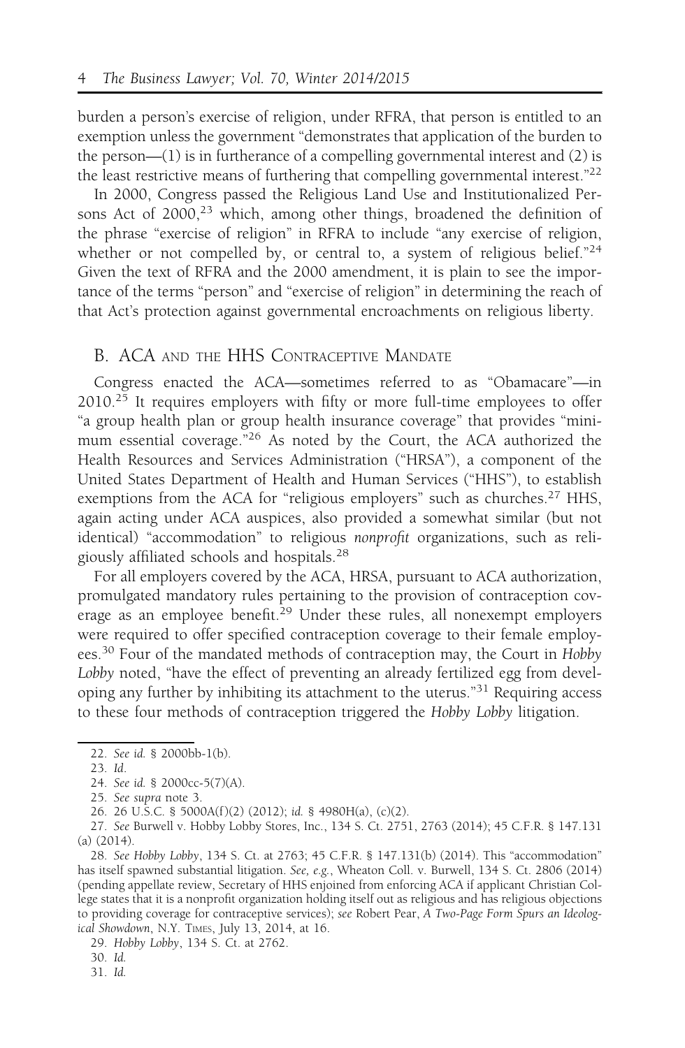burden a person's exercise of religion, under RFRA, that person is entitled to an exemption unless the government "demonstrates that application of the burden to the person—(1) is in furtherance of a compelling governmental interest and (2) is the least restrictive means of furthering that compelling governmental interest."[22]

In 2000, Congress passed the Religious Land Use and Institutionalized Persons Act of 2000,[23] which, among other things, broadened the definition of the phrase "exercise of religion" in RFRA to include "any exercise of religion, whether or not compelled by, or central to, a system of religious belief."[24] Given the text of RFRA and the 2000 amendment, it is plain to see the importance of the terms "person" and "exercise of religion" in determining the reach of that Act's protection against governmental encroachments on religious liberty.

## B. ACA and the HHS Contraceptive Mandate

Congress enacted the ACA—sometimes referred to as "Obamacare"—in 2010.[25] It requires employers with fifty or more full-time employees to offer "a group health plan or group health insurance coverage" that provides "minimum essential coverage."[26] As noted by the Court, the ACA authorized the Health Resources and Services Administration ("HRSA"), a component of the United States Department of Health and Human Services ("HHS"), to establish exemptions from the ACA for "religious employers" such as churches.[27] HHS, again acting under ACA auspices, also provided a somewhat similar (but not identical) "accommodation" to religious *nonprofit* organizations, such as religiously affiliated schools and hospitals.[28]

For all employers covered by the ACA, HRSA, pursuant to ACA authorization, promulgated mandatory rules pertaining to the provision of contraception coverage as an employee benefit.[29] Under these rules, all nonexempt employers were required to offer specified contraception coverage to their female employees.[30] Four of the mandated methods of contraception may, the Court in *Hobby Lobby* noted, "have the effect of preventing an already fertilized egg from developing any further by inhibiting its attachment to the uterus."[31] Requiring access to these four methods of contraception triggered the *Hobby Lobby* litigation.

---

22. *See id.* § 2000bb-1(b).

23. *Id.*

24. *See id.* § 2000cc-5(7)(A).

25. *See supra* note 3.

26. 26 U.S.C. § 5000A(f)(2) (2012); *id.* § 4980H(a), (c)(2).

27. *See* Burwell v. Hobby Lobby Stores, Inc., 134 S. Ct. 2751, 2763 (2014); 45 C.F.R. § 147.131 (a) (2014).

28. *See Hobby Lobby*, 134 S. Ct. at 2763; 45 C.F.R. § 147.131(b) (2014). This "accommodation" has itself spawned substantial litigation. *See, e.g.*, Wheaton Coll. v. Burwell, 134 S. Ct. 2806 (2014) (pending appellate review, Secretary of HHS enjoined from enforcing ACA if applicant Christian College states that it is a nonprofit organization holding itself out as religious and has religious objections to providing coverage for contraceptive services); *see* Robert Pear, *A Two-Page Form Spurs an Ideological Showdown*, N.Y. Times, July 13, 2014, at 16.

29. *Hobby Lobby*, 134 S. Ct. at 2762.

30. *Id.*

31. *Id.*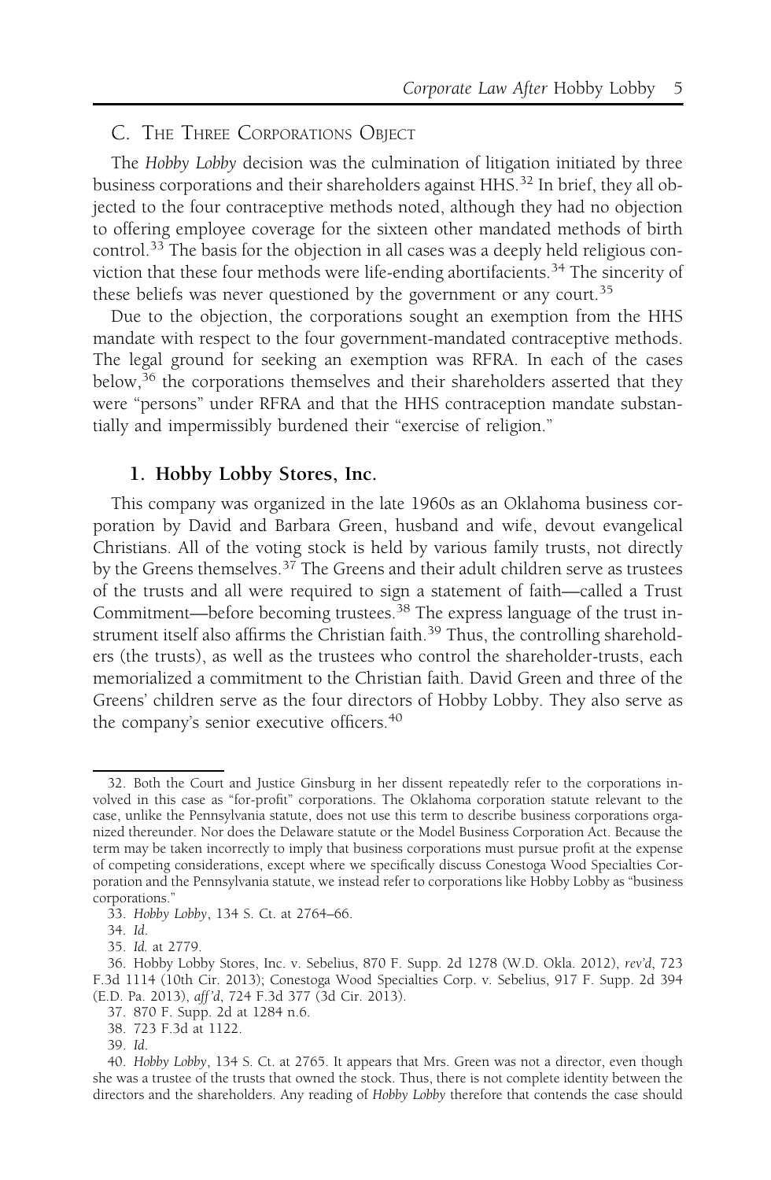## C. The Three Corporations Object

The *Hobby Lobby* decision was the culmination of litigation initiated by three business corporations and their shareholders against HHS.[32] In brief, they all objected to the four contraceptive methods noted, although they had no objection to offering employee coverage for the sixteen other mandated methods of birth control.[33] The basis for the objection in all cases was a deeply held religious conviction that these four methods were life-ending abortifacients.[34] The sincerity of these beliefs was never questioned by the government or any court.[35]

Due to the objection, the corporations sought an exemption from the HHS mandate with respect to the four government-mandated contraceptive methods. The legal ground for seeking an exemption was RFRA. In each of the cases below,[36] the corporations themselves and their shareholders asserted that they were "persons" under RFRA and that the HHS contraception mandate substantially and impermissibly burdened their "exercise of religion."

### 1. Hobby Lobby Stores, Inc.

This company was organized in the late 1960s as an Oklahoma business corporation by David and Barbara Green, husband and wife, devout evangelical Christians. All of the voting stock is held by various family trusts, not directly by the Greens themselves.[37] The Greens and their adult children serve as trustees of the trusts and all were required to sign a statement of faith—called a Trust Commitment—before becoming trustees.[38] The express language of the trust instrument itself also affirms the Christian faith.[39] Thus, the controlling shareholders (the trusts), as well as the trustees who control the shareholder-trusts, each memorialized a commitment to the Christian faith. David Green and three of the Greens' children serve as the four directors of Hobby Lobby. They also serve as the company's senior executive officers.[40]

---

32. Both the Court and Justice Ginsburg in her dissent repeatedly refer to the corporations involved in this case as "for-profit" corporations. The Oklahoma corporation statute relevant to the case, unlike the Pennsylvania statute, does not use this term to describe business corporations organized thereunder. Nor does the Delaware statute or the Model Business Corporation Act. Because the term may be taken incorrectly to imply that business corporations must pursue profit at the expense of competing considerations, except where we specifically discuss Conestoga Wood Specialties Corporation and the Pennsylvania statute, we instead refer to corporations like Hobby Lobby as "business corporations."

33. *Hobby Lobby*, 134 S. Ct. at 2764–66.

34. *Id.*

35. *Id.* at 2779.

36. Hobby Lobby Stores, Inc. v. Sebelius, 870 F. Supp. 2d 1278 (W.D. Okla. 2012), *rev'd*, 723 F.3d 1114 (10th Cir. 2013); Conestoga Wood Specialties Corp. v. Sebelius, 917 F. Supp. 2d 394 (E.D. Pa. 2013), *aff'd*, 724 F.3d 377 (3d Cir. 2013).

37. 870 F. Supp. 2d at 1284 n.6.

38. 723 F.3d at 1122.

39. *Id.*

40. *Hobby Lobby*, 134 S. Ct. at 2765. It appears that Mrs. Green was not a director, even though she was a trustee of the trusts that owned the stock. Thus, there is not complete identity between the directors and the shareholders. Any reading of *Hobby Lobby* therefore that contends the case should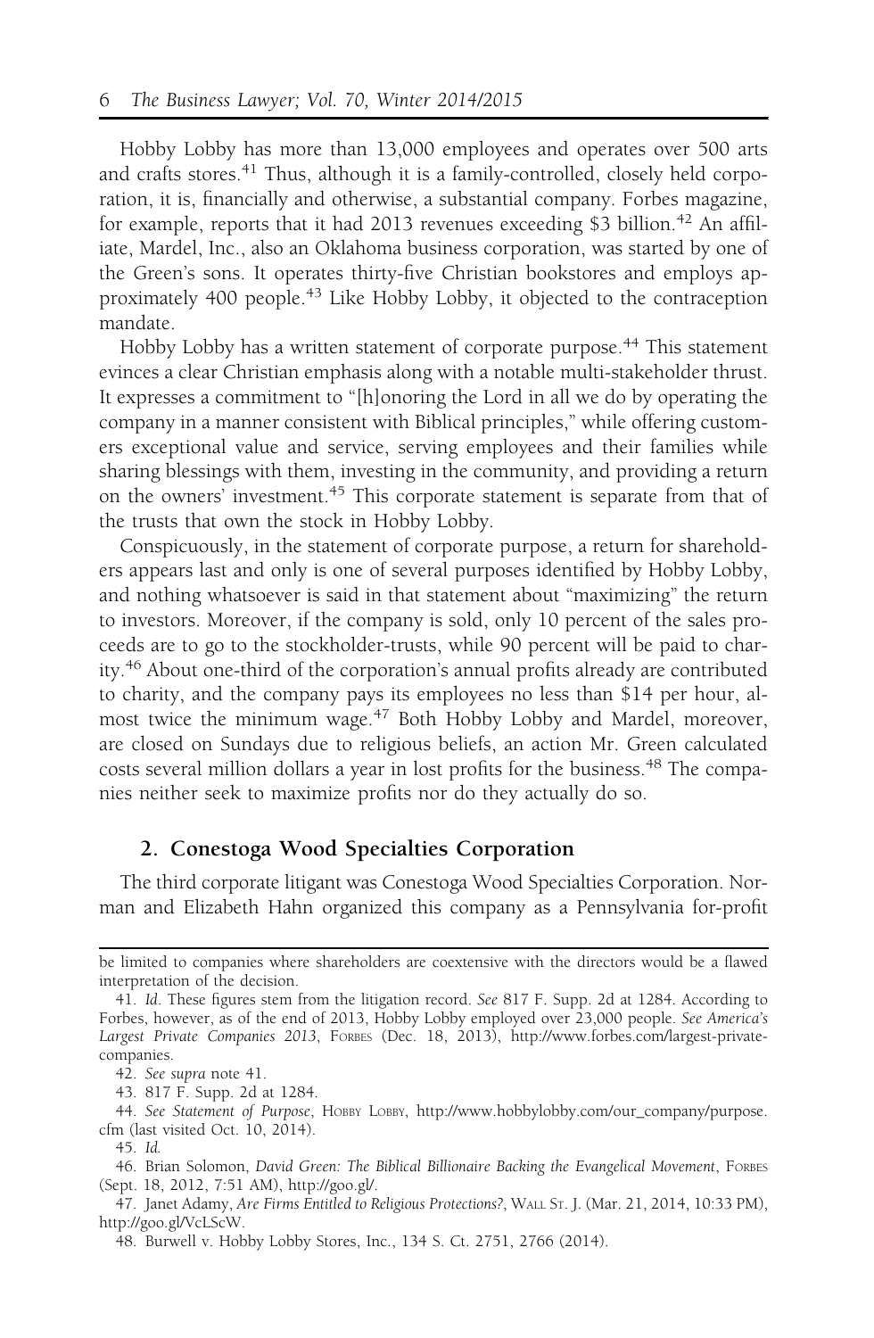Hobby Lobby has more than 13,000 employees and operates over 500 arts and crafts stores.[41] Thus, although it is a family-controlled, closely held corporation, it is, financially and otherwise, a substantial company. Forbes magazine, for example, reports that it had 2013 revenues exceeding $3 billion.[42] An affiliate, Mardel, Inc., also an Oklahoma business corporation, was started by one of the Green's sons. It operates thirty-five Christian bookstores and employs approximately 400 people.[43] Like Hobby Lobby, it objected to the contraception mandate.

Hobby Lobby has a written statement of corporate purpose.[44] This statement evinces a clear Christian emphasis along with a notable multi-stakeholder thrust. It expresses a commitment to "[h]onoring the Lord in all we do by operating the company in a manner consistent with Biblical principles," while offering customers exceptional value and service, serving employees and their families while sharing blessings with them, investing in the community, and providing a return on the owners' investment.[45] This corporate statement is separate from that of the trusts that own the stock in Hobby Lobby.

Conspicuously, in the statement of corporate purpose, a return for shareholders appears last and only is one of several purposes identified by Hobby Lobby, and nothing whatsoever is said in that statement about "maximizing" the return to investors. Moreover, if the company is sold, only 10 percent of the sales proceeds are to go to the stockholder-trusts, while 90 percent will be paid to charity.[46] About one-third of the corporation's annual profits already are contributed to charity, and the company pays its employees no less than $14 per hour, almost twice the minimum wage.[47] Both Hobby Lobby and Mardel, moreover, are closed on Sundays due to religious beliefs, an action Mr. Green calculated costs several million dollars a year in lost profits for the business.[48] The companies neither seek to maximize profits nor do they actually do so.

### 2. Conestoga Wood Specialties Corporation

The third corporate litigant was Conestoga Wood Specialties Corporation. Norman and Elizabeth Hahn organized this company as a Pennsylvania for-profit

---

be limited to companies where shareholders are coextensive with the directors would be a flawed interpretation of the decision.

41. *Id.* These figures stem from the litigation record. *See* 817 F. Supp. 2d at 1284. According to Forbes, however, as of the end of 2013, Hobby Lobby employed over 23,000 people. *See America's Largest Private Companies 2013*, FORBES (Dec. 18, 2013), http://www.forbes.com/largest-private-companies.

42. *See supra* note 41.

43. 817 F. Supp. 2d at 1284.

44. *See Statement of Purpose*, HOBBY LOBBY, http://www.hobbylobby.com/our_company/purpose.cfm (last visited Oct. 10, 2014).

45. *Id.*

46. Brian Solomon, *David Green: The Biblical Billionaire Backing the Evangelical Movement*, FORBES (Sept. 18, 2012, 7:51 AM), http://goo.gl/.

47. Janet Adamy, *Are Firms Entitled to Religious Protections?*, WALL ST. J. (Mar. 21, 2014, 10:33 PM), http://goo.gl/VcLScW.

48. Burwell v. Hobby Lobby Stores, Inc., 134 S. Ct. 2751, 2766 (2014).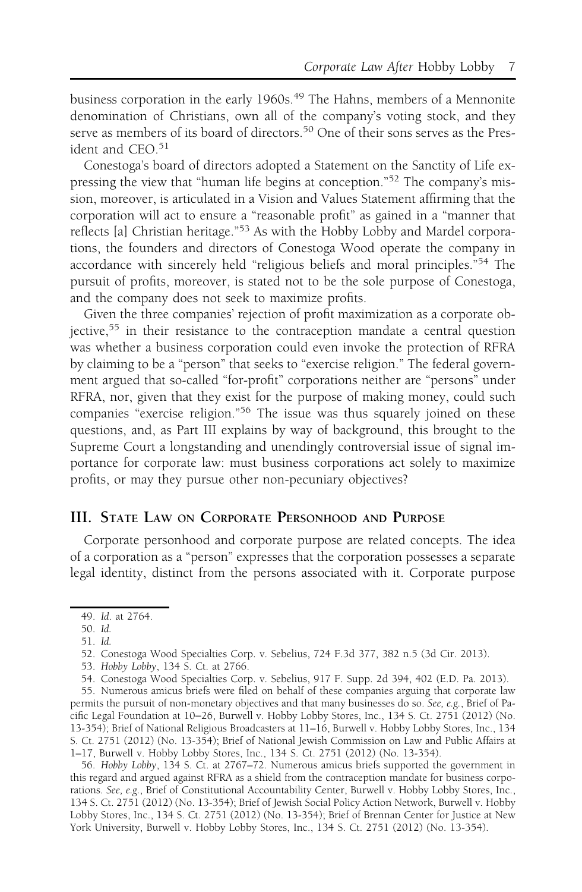business corporation in the early 1960s.[49] The Hahns, members of a Mennonite denomination of Christians, own all of the company's voting stock, and they serve as members of its board of directors.[50] One of their sons serves as the President and CEO.[51]

Conestoga's board of directors adopted a Statement on the Sanctity of Life expressing the view that "human life begins at conception."[52] The company's mission, moreover, is articulated in a Vision and Values Statement affirming that the corporation will act to ensure a "reasonable profit" as gained in a "manner that reflects [a] Christian heritage."[53] As with the Hobby Lobby and Mardel corporations, the founders and directors of Conestoga Wood operate the company in accordance with sincerely held "religious beliefs and moral principles."[54] The pursuit of profits, moreover, is stated not to be the sole purpose of Conestoga, and the company does not seek to maximize profits.

Given the three companies' rejection of profit maximization as a corporate objective,[55] in their resistance to the contraception mandate a central question was whether a business corporation could even invoke the protection of RFRA by claiming to be a "person" that seeks to "exercise religion." The federal government argued that so-called "for-profit" corporations neither are "persons" under RFRA, nor, given that they exist for the purpose of making money, could such companies "exercise religion."[56] The issue was thus squarely joined on these questions, and, as Part III explains by way of background, this brought to the Supreme Court a longstanding and unendingly controversial issue of signal importance for corporate law: must business corporations act solely to maximize profits, or may they pursue other non-pecuniary objectives?

## III. State Law on Corporate Personhood and Purpose

Corporate personhood and corporate purpose are related concepts. The idea of a corporation as a "person" expresses that the corporation possesses a separate legal identity, distinct from the persons associated with it. Corporate purpose

---

49. *Id.* at 2764.

50. *Id.*

51. *Id.*

52. Conestoga Wood Specialties Corp. v. Sebelius, 724 F.3d 377, 382 n.5 (3d Cir. 2013).

53. *Hobby Lobby*, 134 S. Ct. at 2766.

54. Conestoga Wood Specialties Corp. v. Sebelius, 917 F. Supp. 2d 394, 402 (E.D. Pa. 2013).

55. Numerous amicus briefs were filed on behalf of these companies arguing that corporate law permits the pursuit of non-monetary objectives and that many businesses do so. *See, e.g.*, Brief of Pacific Legal Foundation at 10–26, Burwell v. Hobby Lobby Stores, Inc., 134 S. Ct. 2751 (2012) (No. 13-354); Brief of National Religious Broadcasters at 11–16, Burwell v. Hobby Lobby Stores, Inc., 134 S. Ct. 2751 (2012) (No. 13-354); Brief of National Jewish Commission on Law and Public Affairs at 1–17, Burwell v. Hobby Lobby Stores, Inc., 134 S. Ct. 2751 (2012) (No. 13-354).

56. *Hobby Lobby*, 134 S. Ct. at 2767–72. Numerous amicus briefs supported the government in this regard and argued against RFRA as a shield from the contraception mandate for business corporations. *See, e.g.*, Brief of Constitutional Accountability Center, Burwell v. Hobby Lobby Stores, Inc., 134 S. Ct. 2751 (2012) (No. 13-354); Brief of Jewish Social Policy Action Network, Burwell v. Hobby Lobby Stores, Inc., 134 S. Ct. 2751 (2012) (No. 13-354); Brief of Brennan Center for Justice at New York University, Burwell v. Hobby Lobby Stores, Inc., 134 S. Ct. 2751 (2012) (No. 13-354).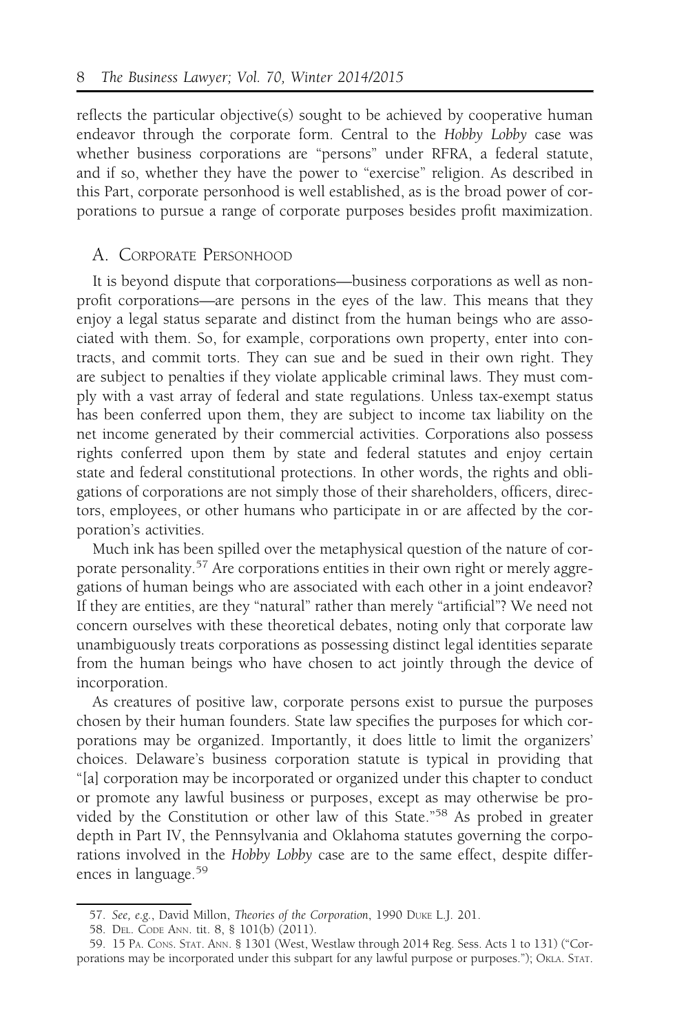reflects the particular objective(s) sought to be achieved by cooperative human endeavor through the corporate form. Central to the *Hobby Lobby* case was whether business corporations are "persons" under RFRA, a federal statute, and if so, whether they have the power to "exercise" religion. As described in this Part, corporate personhood is well established, as is the broad power of corporations to pursue a range of corporate purposes besides profit maximization.

## A. Corporate Personhood

It is beyond dispute that corporations—business corporations as well as non-profit corporations—are persons in the eyes of the law. This means that they enjoy a legal status separate and distinct from the human beings who are associated with them. So, for example, corporations own property, enter into contracts, and commit torts. They can sue and be sued in their own right. They are subject to penalties if they violate applicable criminal laws. They must comply with a vast array of federal and state regulations. Unless tax-exempt status has been conferred upon them, they are subject to income tax liability on the net income generated by their commercial activities. Corporations also possess rights conferred upon them by state and federal statutes and enjoy certain state and federal constitutional protections. In other words, the rights and obligations of corporations are not simply those of their shareholders, officers, directors, employees, or other humans who participate in or are affected by the corporation's activities.

Much ink has been spilled over the metaphysical question of the nature of corporate personality.[57] Are corporations entities in their own right or merely aggregations of human beings who are associated with each other in a joint endeavor? If they are entities, are they "natural" rather than merely "artificial"? We need not concern ourselves with these theoretical debates, noting only that corporate law unambiguously treats corporations as possessing distinct legal identities separate from the human beings who have chosen to act jointly through the device of incorporation.

As creatures of positive law, corporate persons exist to pursue the purposes chosen by their human founders. State law specifies the purposes for which corporations may be organized. Importantly, it does little to limit the organizers' choices. Delaware's business corporation statute is typical in providing that "[a] corporation may be incorporated or organized under this chapter to conduct or promote any lawful business or purposes, except as may otherwise be provided by the Constitution or other law of this State."[58] As probed in greater depth in Part IV, the Pennsylvania and Oklahoma statutes governing the corporations involved in the *Hobby Lobby* case are to the same effect, despite differences in language.[59]

---

57. *See, e.g.*, David Millon, *Theories of the Corporation*, 1990 Duke L.J. 201.

58. Del. Code Ann. tit. 8, § 101(b) (2011).

59. 15 Pa. Cons. Stat. Ann. § 1301 (West, Westlaw through 2014 Reg. Sess. Acts 1 to 131) ("Corporations may be incorporated under this subpart for any lawful purpose or purposes."); Okla. Stat.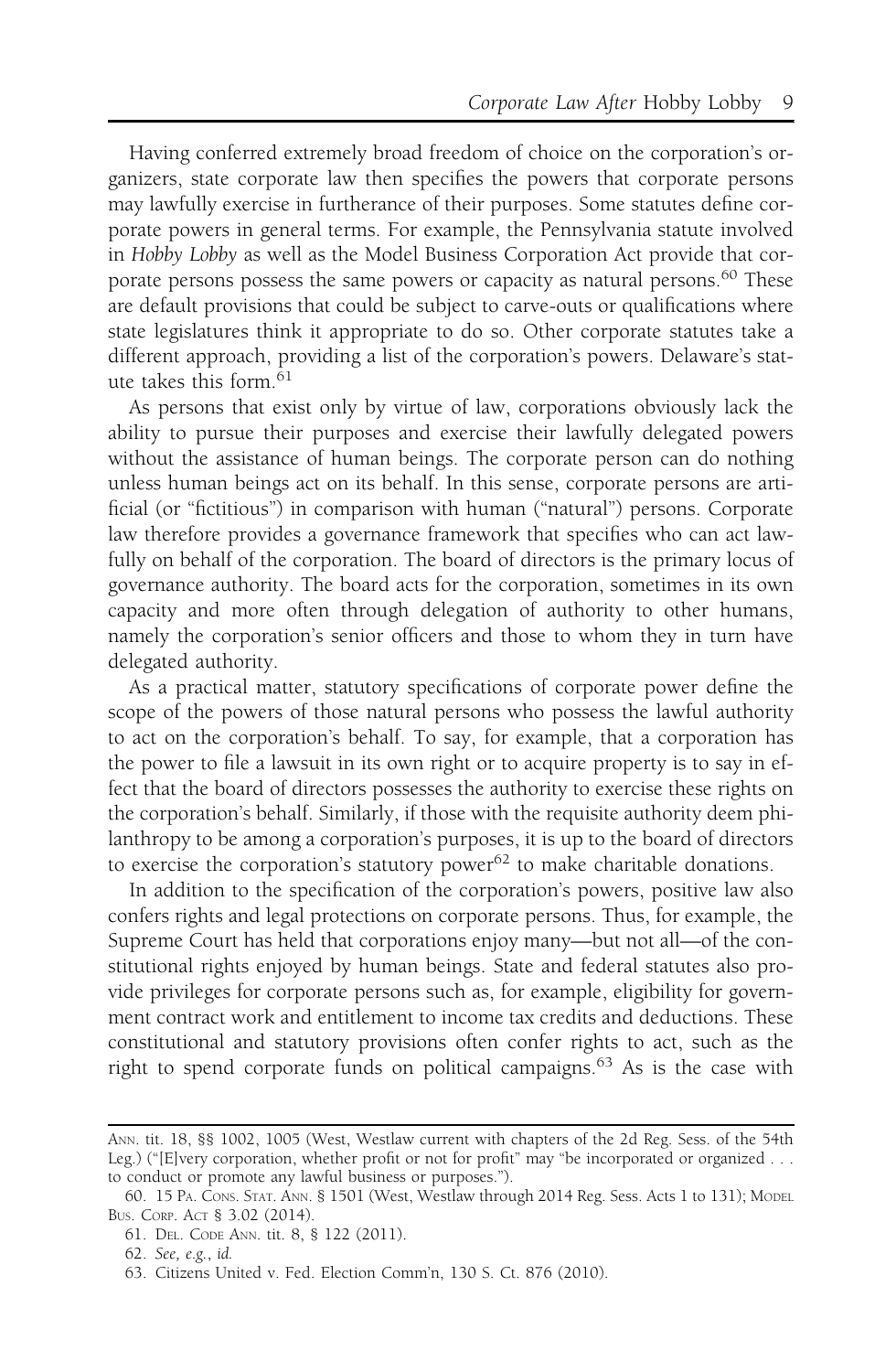Having conferred extremely broad freedom of choice on the corporation's organizers, state corporate law then specifies the powers that corporate persons may lawfully exercise in furtherance of their purposes. Some statutes define corporate powers in general terms. For example, the Pennsylvania statute involved in *Hobby Lobby* as well as the Model Business Corporation Act provide that corporate persons possess the same powers or capacity as natural persons.[60] These are default provisions that could be subject to carve-outs or qualifications where state legislatures think it appropriate to do so. Other corporate statutes take a different approach, providing a list of the corporation's powers. Delaware's statute takes this form.[61]

As persons that exist only by virtue of law, corporations obviously lack the ability to pursue their purposes and exercise their lawfully delegated powers without the assistance of human beings. The corporate person can do nothing unless human beings act on its behalf. In this sense, corporate persons are artificial (or "fictitious") in comparison with human ("natural") persons. Corporate law therefore provides a governance framework that specifies who can act lawfully on behalf of the corporation. The board of directors is the primary locus of governance authority. The board acts for the corporation, sometimes in its own capacity and more often through delegation of authority to other humans, namely the corporation's senior officers and those to whom they in turn have delegated authority.

As a practical matter, statutory specifications of corporate power define the scope of the powers of those natural persons who possess the lawful authority to act on the corporation's behalf. To say, for example, that a corporation has the power to file a lawsuit in its own right or to acquire property is to say in effect that the board of directors possesses the authority to exercise these rights on the corporation's behalf. Similarly, if those with the requisite authority deem philanthropy to be among a corporation's purposes, it is up to the board of directors to exercise the corporation's statutory power[62] to make charitable donations.

In addition to the specification of the corporation's powers, positive law also confers rights and legal protections on corporate persons. Thus, for example, the Supreme Court has held that corporations enjoy many—but not all—of the constitutional rights enjoyed by human beings. State and federal statutes also provide privileges for corporate persons such as, for example, eligibility for government contract work and entitlement to income tax credits and deductions. These constitutional and statutory provisions often confer rights to act, such as the right to spend corporate funds on political campaigns.[63] As is the case with

---

ANN. tit. 18, §§ 1002, 1005 (West, Westlaw current with chapters of the 2d Reg. Sess. of the 54th Leg.) ("[E]very corporation, whether profit or not for profit" may "be incorporated or organized . . . to conduct or promote any lawful business or purposes.").

60. 15 PA. CONS. STAT. ANN. § 1501 (West, Westlaw through 2014 Reg. Sess. Acts 1 to 131); MODEL BUS. CORP. ACT § 3.02 (2014).

61. DEL. CODE ANN. tit. 8, § 122 (2011).

62. *See, e.g.*, *id.*

63. Citizens United v. Fed. Election Comm'n, 130 S. Ct. 876 (2010).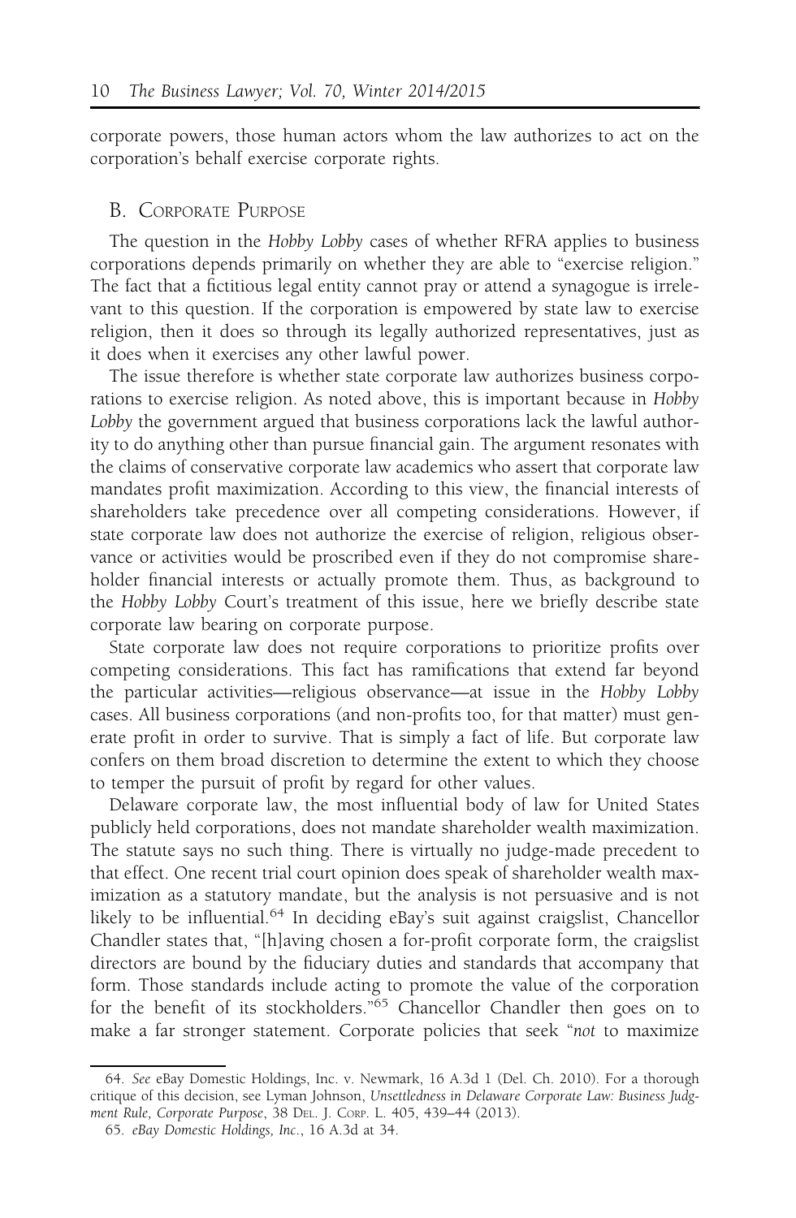corporate powers, those human actors whom the law authorizes to act on the corporation's behalf exercise corporate rights.

## B. Corporate Purpose

The question in the *Hobby Lobby* cases of whether RFRA applies to business corporations depends primarily on whether they are able to "exercise religion." The fact that a fictitious legal entity cannot pray or attend a synagogue is irrelevant to this question. If the corporation is empowered by state law to exercise religion, then it does so through its legally authorized representatives, just as it does when it exercises any other lawful power.

The issue therefore is whether state corporate law authorizes business corporations to exercise religion. As noted above, this is important because in *Hobby Lobby* the government argued that business corporations lack the lawful authority to do anything other than pursue financial gain. The argument resonates with the claims of conservative corporate law academics who assert that corporate law mandates profit maximization. According to this view, the financial interests of shareholders take precedence over all competing considerations. However, if state corporate law does not authorize the exercise of religion, religious observance or activities would be proscribed even if they do not compromise shareholder financial interests or actually promote them. Thus, as background to the *Hobby Lobby* Court's treatment of this issue, here we briefly describe state corporate law bearing on corporate purpose.

State corporate law does not require corporations to prioritize profits over competing considerations. This fact has ramifications that extend far beyond the particular activities—religious observance—at issue in the *Hobby Lobby* cases. All business corporations (and non-profits too, for that matter) must generate profit in order to survive. That is simply a fact of life. But corporate law confers on them broad discretion to determine the extent to which they choose to temper the pursuit of profit by regard for other values.

Delaware corporate law, the most influential body of law for United States publicly held corporations, does not mandate shareholder wealth maximization. The statute says no such thing. There is virtually no judge-made precedent to that effect. One recent trial court opinion does speak of shareholder wealth maximization as a statutory mandate, but the analysis is not persuasive and is not likely to be influential.[64] In deciding eBay's suit against craigslist, Chancellor Chandler states that, "[h]aving chosen a for-profit corporate form, the craigslist directors are bound by the fiduciary duties and standards that accompany that form. Those standards include acting to promote the value of the corporation for the benefit of its stockholders."[65] Chancellor Chandler then goes on to make a far stronger statement. Corporate policies that seek "*not* to maximize

---

64. *See* eBay Domestic Holdings, Inc. v. Newmark, 16 A.3d 1 (Del. Ch. 2010). For a thorough critique of this decision, see Lyman Johnson, *Unsettledness in Delaware Corporate Law: Business Judgment Rule, Corporate Purpose*, 38 Del. J. Corp. L. 405, 439–44 (2013).

65. *eBay Domestic Holdings, Inc.*, 16 A.3d at 34.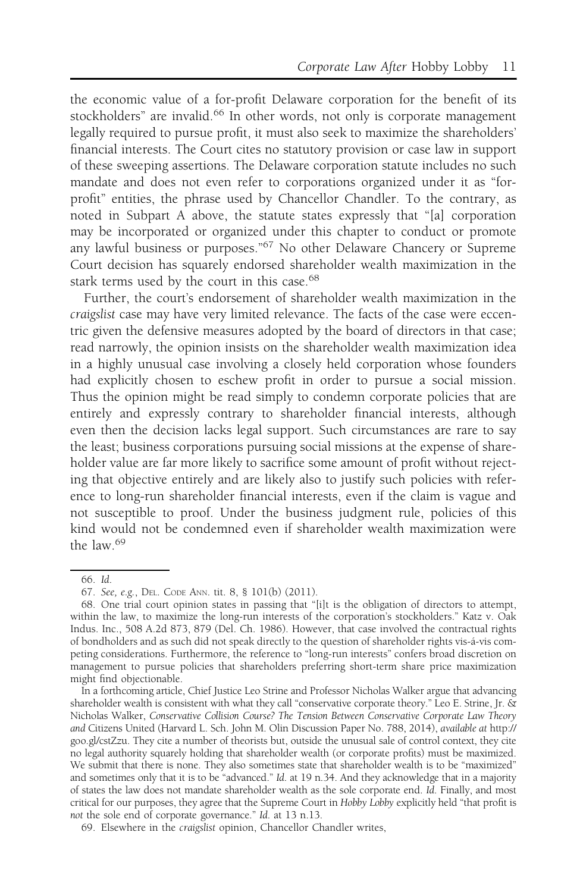the economic value of a for-profit Delaware corporation for the benefit of its stockholders" are invalid.[66] In other words, not only is corporate management legally required to pursue profit, it must also seek to maximize the shareholders' financial interests. The Court cites no statutory provision or case law in support of these sweeping assertions. The Delaware corporation statute includes no such mandate and does not even refer to corporations organized under it as "for-profit" entities, the phrase used by Chancellor Chandler. To the contrary, as noted in Subpart A above, the statute states expressly that "[a] corporation may be incorporated or organized under this chapter to conduct or promote any lawful business or purposes."[67] No other Delaware Chancery or Supreme Court decision has squarely endorsed shareholder wealth maximization in the stark terms used by the court in this case.[68]

Further, the court's endorsement of shareholder wealth maximization in the *craigslist* case may have very limited relevance. The facts of the case were eccentric given the defensive measures adopted by the board of directors in that case; read narrowly, the opinion insists on the shareholder wealth maximization idea in a highly unusual case involving a closely held corporation whose founders had explicitly chosen to eschew profit in order to pursue a social mission. Thus the opinion might be read simply to condemn corporate policies that are entirely and expressly contrary to shareholder financial interests, although even then the decision lacks legal support. Such circumstances are rare to say the least; business corporations pursuing social missions at the expense of shareholder value are far more likely to sacrifice some amount of profit without rejecting that objective entirely and are likely also to justify such policies with reference to long-run shareholder financial interests, even if the claim is vague and not susceptible to proof. Under the business judgment rule, policies of this kind would not be condemned even if shareholder wealth maximization were the law.[69]

---

66. *Id.*

67. *See, e.g.*, DEL. CODE ANN. tit. 8, § 101(b) (2011).

68. One trial court opinion states in passing that "[i]t is the obligation of directors to attempt, within the law, to maximize the long-run interests of the corporation's stockholders." Katz v. Oak Indus. Inc., 508 A.2d 873, 879 (Del. Ch. 1986). However, that case involved the contractual rights of bondholders and as such did not speak directly to the question of shareholder rights vis-á-vis competing considerations. Furthermore, the reference to "long-run interests" confers broad discretion on management to pursue policies that shareholders preferring short-term share price maximization might find objectionable.

In a forthcoming article, Chief Justice Leo Strine and Professor Nicholas Walker argue that advancing shareholder wealth is consistent with what they call "conservative corporate theory." Leo E. Strine, Jr. & Nicholas Walker, *Conservative Collision Course? The Tension Between Conservative Corporate Law Theory and* Citizens United (Harvard L. Sch. John M. Olin Discussion Paper No. 788, 2014), *available at* http://goo.gl/cstZzu. They cite a number of theorists but, outside the unusual sale of control context, they cite no legal authority squarely holding that shareholder wealth (or corporate profits) must be maximized. We submit that there is none. They also sometimes state that shareholder wealth is to be "maximized" and sometimes only that it is to be "advanced." *Id.* at 19 n.34. And they acknowledge that in a majority of states the law does not mandate shareholder wealth as the sole corporate end. *Id.* Finally, and most critical for our purposes, they agree that the Supreme Court in *Hobby Lobby* explicitly held "that profit is *not* the sole end of corporate governance." *Id.* at 13 n.13.

69. Elsewhere in the *craigslist* opinion, Chancellor Chandler writes,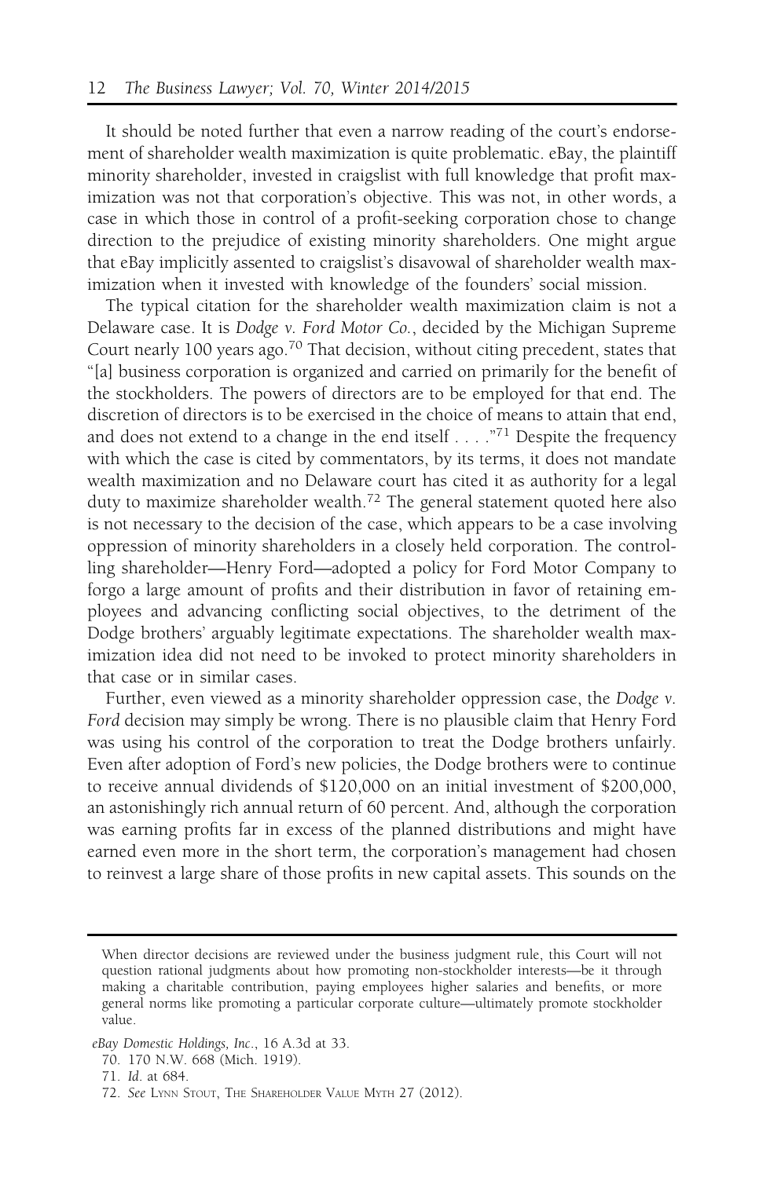It should be noted further that even a narrow reading of the court's endorsement of shareholder wealth maximization is quite problematic. eBay, the plaintiff minority shareholder, invested in craigslist with full knowledge that profit maximization was not that corporation's objective. This was not, in other words, a case in which those in control of a profit-seeking corporation chose to change direction to the prejudice of existing minority shareholders. One might argue that eBay implicitly assented to craigslist's disavowal of shareholder wealth maximization when it invested with knowledge of the founders' social mission.

The typical citation for the shareholder wealth maximization claim is not a Delaware case. It is *Dodge v. Ford Motor Co.*, decided by the Michigan Supreme Court nearly 100 years ago.[70] That decision, without citing precedent, states that "[a] business corporation is organized and carried on primarily for the benefit of the stockholders. The powers of directors are to be employed for that end. The discretion of directors is to be exercised in the choice of means to attain that end, and does not extend to a change in the end itself . . . ."[71] Despite the frequency with which the case is cited by commentators, by its terms, it does not mandate wealth maximization and no Delaware court has cited it as authority for a legal duty to maximize shareholder wealth.[72] The general statement quoted here also is not necessary to the decision of the case, which appears to be a case involving oppression of minority shareholders in a closely held corporation. The controlling shareholder—Henry Ford—adopted a policy for Ford Motor Company to forgo a large amount of profits and their distribution in favor of retaining employees and advancing conflicting social objectives, to the detriment of the Dodge brothers' arguably legitimate expectations. The shareholder wealth maximization idea did not need to be invoked to protect minority shareholders in that case or in similar cases.

Further, even viewed as a minority shareholder oppression case, the *Dodge v. Ford* decision may simply be wrong. There is no plausible claim that Henry Ford was using his control of the corporation to treat the Dodge brothers unfairly. Even after adoption of Ford's new policies, the Dodge brothers were to continue to receive annual dividends of $120,000 on an initial investment of $200,000, an astonishingly rich annual return of 60 percent. And, although the corporation was earning profits far in excess of the planned distributions and might have earned even more in the short term, the corporation's management had chosen to reinvest a large share of those profits in new capital assets. This sounds on the

---

When director decisions are reviewed under the business judgment rule, this Court will not question rational judgments about how promoting non-stockholder interests—be it through making a charitable contribution, paying employees higher salaries and benefits, or more general norms like promoting a particular corporate culture—ultimately promote stockholder value.

*eBay Domestic Holdings, Inc.*, 16 A.3d at 33.

70. 170 N.W. 668 (Mich. 1919).

71. *Id.* at 684.

72. *See* Lynn Stout, The Shareholder Value Myth 27 (2012).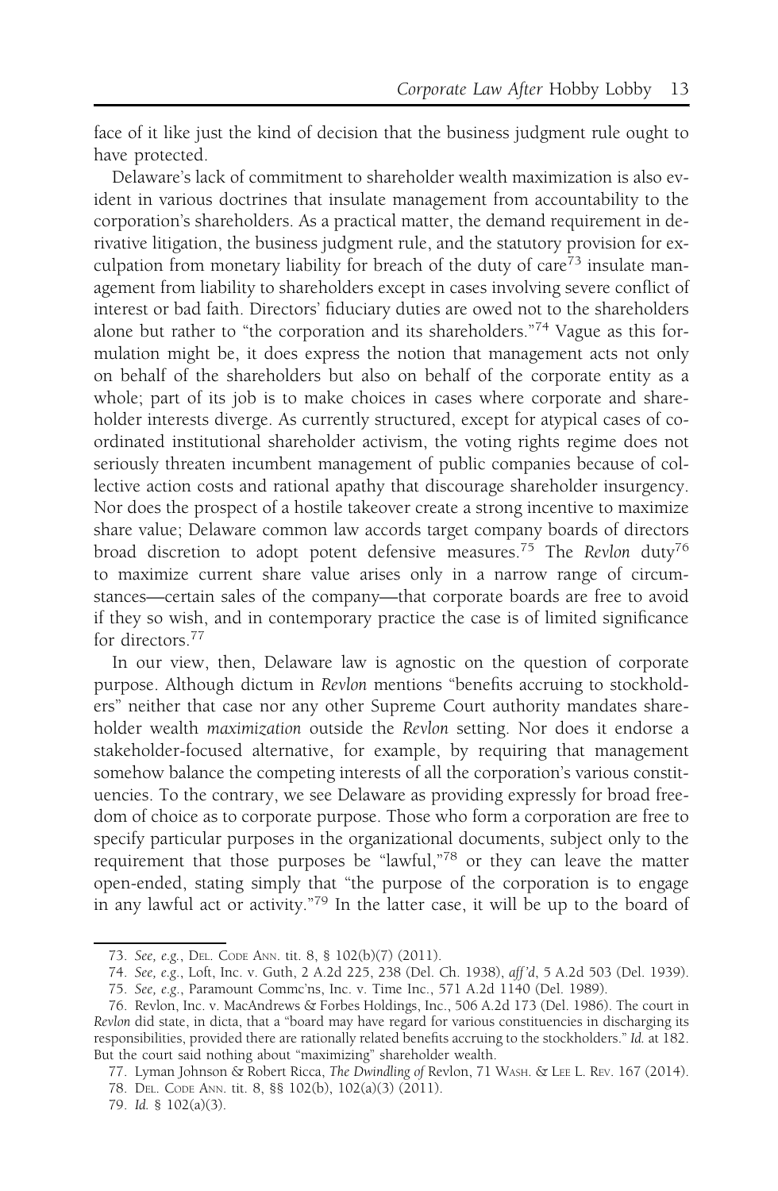face of it like just the kind of decision that the business judgment rule ought to have protected.

Delaware's lack of commitment to shareholder wealth maximization is also evident in various doctrines that insulate management from accountability to the corporation's shareholders. As a practical matter, the demand requirement in derivative litigation, the business judgment rule, and the statutory provision for exculpation from monetary liability for breach of the duty of care[73] insulate management from liability to shareholders except in cases involving severe conflict of interest or bad faith. Directors' fiduciary duties are owed not to the shareholders alone but rather to "the corporation and its shareholders."[74] Vague as this formulation might be, it does express the notion that management acts not only on behalf of the shareholders but also on behalf of the corporate entity as a whole; part of its job is to make choices in cases where corporate and shareholder interests diverge. As currently structured, except for atypical cases of coordinated institutional shareholder activism, the voting rights regime does not seriously threaten incumbent management of public companies because of collective action costs and rational apathy that discourage shareholder insurgency. Nor does the prospect of a hostile takeover create a strong incentive to maximize share value; Delaware common law accords target company boards of directors broad discretion to adopt potent defensive measures.[75] The *Revlon* duty[76] to maximize current share value arises only in a narrow range of circumstances—certain sales of the company—that corporate boards are free to avoid if they so wish, and in contemporary practice the case is of limited significance for directors.[77]

In our view, then, Delaware law is agnostic on the question of corporate purpose. Although dictum in *Revlon* mentions "benefits accruing to stockholders" neither that case nor any other Supreme Court authority mandates shareholder wealth *maximization* outside the *Revlon* setting. Nor does it endorse a stakeholder-focused alternative, for example, by requiring that management somehow balance the competing interests of all the corporation's various constituencies. To the contrary, we see Delaware as providing expressly for broad freedom of choice as to corporate purpose. Those who form a corporation are free to specify particular purposes in the organizational documents, subject only to the requirement that those purposes be "lawful,"[78] or they can leave the matter open-ended, stating simply that "the purpose of the corporation is to engage in any lawful act or activity."[79] In the latter case, it will be up to the board of

---

73. *See, e.g.*, Del. Code Ann. tit. 8, § 102(b)(7) (2011).

74. *See, e.g.*, Loft, Inc. v. Guth, 2 A.2d 225, 238 (Del. Ch. 1938), *aff'd*, 5 A.2d 503 (Del. 1939).

75. *See, e.g.*, Paramount Commc'ns, Inc. v. Time Inc., 571 A.2d 1140 (Del. 1989).

76. Revlon, Inc. v. MacAndrews & Forbes Holdings, Inc., 506 A.2d 173 (Del. 1986). The court in *Revlon* did state, in dicta, that a "board may have regard for various constituencies in discharging its responsibilities, provided there are rationally related benefits accruing to the stockholders." *Id.* at 182. But the court said nothing about "maximizing" shareholder wealth.

77. Lyman Johnson & Robert Ricca, *The Dwindling of* Revlon, 71 Wash. & Lee L. Rev. 167 (2014).

78. Del. Code Ann. tit. 8, §§ 102(b), 102(a)(3) (2011).

79. *Id.* § 102(a)(3).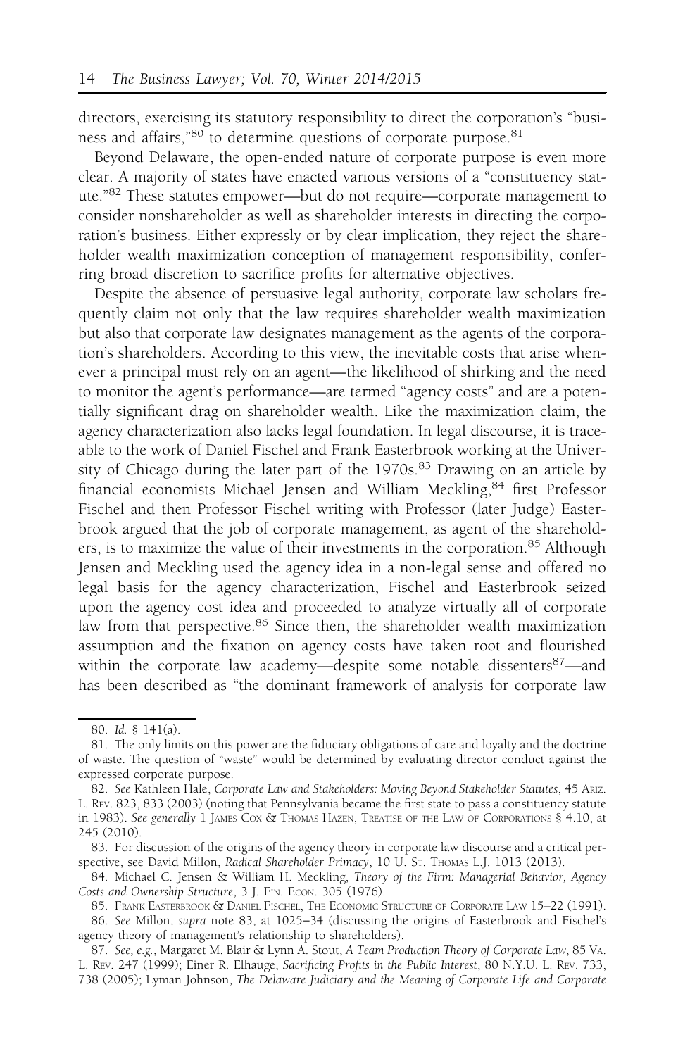directors, exercising its statutory responsibility to direct the corporation's "business and affairs,"[80] to determine questions of corporate purpose.[81]

Beyond Delaware, the open-ended nature of corporate purpose is even more clear. A majority of states have enacted various versions of a "constituency statute."[82] These statutes empower—but do not require—corporate management to consider nonshareholder as well as shareholder interests in directing the corporation's business. Either expressly or by clear implication, they reject the shareholder wealth maximization conception of management responsibility, conferring broad discretion to sacrifice profits for alternative objectives.

Despite the absence of persuasive legal authority, corporate law scholars frequently claim not only that the law requires shareholder wealth maximization but also that corporate law designates management as the agents of the corporation's shareholders. According to this view, the inevitable costs that arise whenever a principal must rely on an agent—the likelihood of shirking and the need to monitor the agent's performance—are termed "agency costs" and are a potentially significant drag on shareholder wealth. Like the maximization claim, the agency characterization also lacks legal foundation. In legal discourse, it is traceable to the work of Daniel Fischel and Frank Easterbrook working at the University of Chicago during the later part of the 1970s.[83] Drawing on an article by financial economists Michael Jensen and William Meckling,[84] first Professor Fischel and then Professor Fischel writing with Professor (later Judge) Easterbrook argued that the job of corporate management, as agent of the shareholders, is to maximize the value of their investments in the corporation.[85] Although Jensen and Meckling used the agency idea in a non-legal sense and offered no legal basis for the agency characterization, Fischel and Easterbrook seized upon the agency cost idea and proceeded to analyze virtually all of corporate law from that perspective.[86] Since then, the shareholder wealth maximization assumption and the fixation on agency costs have taken root and flourished within the corporate law academy—despite some notable dissenters[87]—and has been described as "the dominant framework of analysis for corporate law

---

80. *Id.* § 141(a).

81. The only limits on this power are the fiduciary obligations of care and loyalty and the doctrine of waste. The question of "waste" would be determined by evaluating director conduct against the expressed corporate purpose.

82. *See* Kathleen Hale, *Corporate Law and Stakeholders: Moving Beyond Stakeholder Statutes*, 45 Ariz. L. Rev. 823, 833 (2003) (noting that Pennsylvania became the first state to pass a constituency statute in 1983). *See generally* 1 James Cox & Thomas Hazen, Treatise of the Law of Corporations § 4.10, at 245 (2010).

83. For discussion of the origins of the agency theory in corporate law discourse and a critical perspective, see David Millon, *Radical Shareholder Primacy*, 10 U. St. Thomas L.J. 1013 (2013).

84. Michael C. Jensen & William H. Meckling, *Theory of the Firm: Managerial Behavior, Agency Costs and Ownership Structure*, 3 J. Fin. Econ. 305 (1976).

85. Frank Easterbrook & Daniel Fischel, The Economic Structure of Corporate Law 15–22 (1991).

86. *See* Millon, *supra* note 83, at 1025–34 (discussing the origins of Easterbrook and Fischel's agency theory of management's relationship to shareholders).

87. *See, e.g.*, Margaret M. Blair & Lynn A. Stout, *A Team Production Theory of Corporate Law*, 85 Va. L. Rev. 247 (1999); Einer R. Elhauge, *Sacrificing Profits in the Public Interest*, 80 N.Y.U. L. Rev. 733, 738 (2005); Lyman Johnson, *The Delaware Judiciary and the Meaning of Corporate Life and Corporate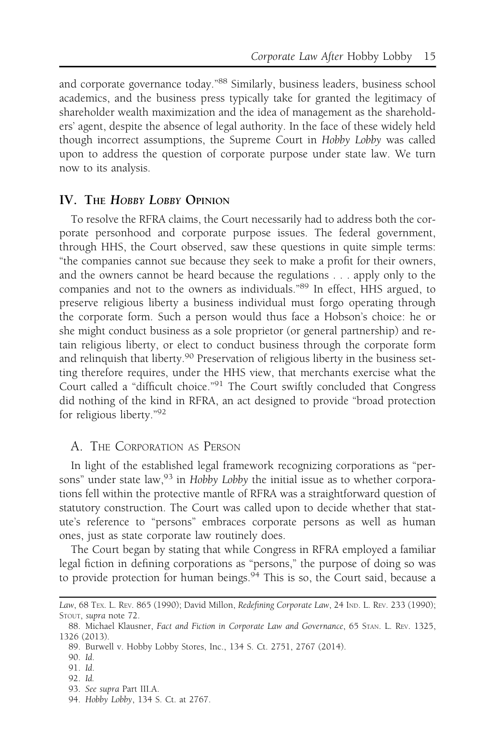and corporate governance today."[88] Similarly, business leaders, business school academics, and the business press typically take for granted the legitimacy of shareholder wealth maximization and the idea of management as the shareholders' agent, despite the absence of legal authority. In the face of these widely held though incorrect assumptions, the Supreme Court in *Hobby Lobby* was called upon to address the question of corporate purpose under state law. We turn now to its analysis.

## IV. The *Hobby Lobby* Opinion

To resolve the RFRA claims, the Court necessarily had to address both the corporate personhood and corporate purpose issues. The federal government, through HHS, the Court observed, saw these questions in quite simple terms: "the companies cannot sue because they seek to make a profit for their owners, and the owners cannot be heard because the regulations . . . apply only to the companies and not to the owners as individuals."[89] In effect, HHS argued, to preserve religious liberty a business individual must forgo operating through the corporate form. Such a person would thus face a Hobson's choice: he or she might conduct business as a sole proprietor (or general partnership) and retain religious liberty, or elect to conduct business through the corporate form and relinquish that liberty.[90] Preservation of religious liberty in the business setting therefore requires, under the HHS view, that merchants exercise what the Court called a "difficult choice."[91] The Court swiftly concluded that Congress did nothing of the kind in RFRA, an act designed to provide "broad protection for religious liberty."[92]

### A. The Corporation as Person

In light of the established legal framework recognizing corporations as "persons" under state law,[93] in *Hobby Lobby* the initial issue as to whether corporations fell within the protective mantle of RFRA was a straightforward question of statutory construction. The Court was called upon to decide whether that statute's reference to "persons" embraces corporate persons as well as human ones, just as state corporate law routinely does.

The Court began by stating that while Congress in RFRA employed a familiar legal fiction in defining corporations as "persons," the purpose of doing so was to provide protection for human beings.[94] This is so, the Court said, because a

---

*Law*, 68 Tex. L. Rev. 865 (1990); David Millon, *Redefining Corporate Law*, 24 Ind. L. Rev. 233 (1990); Stout, *supra* note 72.

88. Michael Klausner, *Fact and Fiction in Corporate Law and Governance*, 65 Stan. L. Rev. 1325, 1326 (2013).

89. Burwell v. Hobby Lobby Stores, Inc., 134 S. Ct. 2751, 2767 (2014).

90. *Id.*

91. *Id.*

92. *Id.*

93. *See supra* Part III.A.

94. *Hobby Lobby*, 134 S. Ct. at 2767.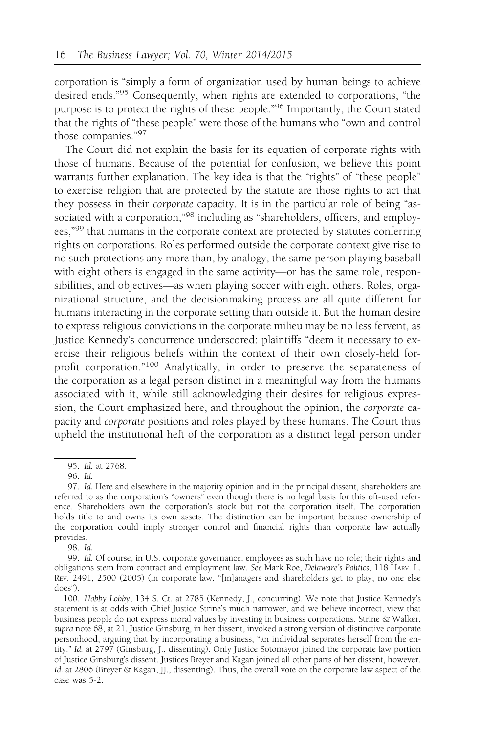corporation is "simply a form of organization used by human beings to achieve desired ends."[95] Consequently, when rights are extended to corporations, "the purpose is to protect the rights of these people."[96] Importantly, the Court stated that the rights of "these people" were those of the humans who "own and control those companies."[97]

The Court did not explain the basis for its equation of corporate rights with those of humans. Because of the potential for confusion, we believe this point warrants further explanation. The key idea is that the "rights" of "these people" to exercise religion that are protected by the statute are those rights to act that they possess in their *corporate* capacity. It is in the particular role of being "associated with a corporation,"[98] including as "shareholders, officers, and employees,"[99] that humans in the corporate context are protected by statutes conferring rights on corporations. Roles performed outside the corporate context give rise to no such protections any more than, by analogy, the same person playing baseball with eight others is engaged in the same activity—or has the same role, responsibilities, and objectives—as when playing soccer with eight others. Roles, organizational structure, and the decisionmaking process are all quite different for humans interacting in the corporate setting than outside it. But the human desire to express religious convictions in the corporate milieu may be no less fervent, as Justice Kennedy's concurrence underscored: plaintiffs "deem it necessary to exercise their religious beliefs within the context of their own closely-held for-profit corporation."[100] Analytically, in order to preserve the separateness of the corporation as a legal person distinct in a meaningful way from the humans associated with it, while still acknowledging their desires for religious expression, the Court emphasized here, and throughout the opinion, the *corporate* capacity and *corporate* positions and roles played by these humans. The Court thus upheld the institutional heft of the corporation as a distinct legal person under

95. *Id.* at 2768.

96. *Id.*

97. *Id.* Here and elsewhere in the majority opinion and in the principal dissent, shareholders are referred to as the corporation's "owners" even though there is no legal basis for this oft-used reference. Shareholders own the corporation's stock but not the corporation itself. The corporation holds title to and owns its own assets. The distinction can be important because ownership of the corporation could imply stronger control and financial rights than corporate law actually provides.

98. *Id.*

99. *Id.* Of course, in U.S. corporate governance, employees as such have no role; their rights and obligations stem from contract and employment law. *See* Mark Roe, *Delaware's Politics*, 118 HARV. L. REV. 2491, 2500 (2005) (in corporate law, "[m]anagers and shareholders get to play; no one else does").

100. *Hobby Lobby*, 134 S. Ct. at 2785 (Kennedy, J., concurring). We note that Justice Kennedy's statement is at odds with Chief Justice Strine's much narrower, and we believe incorrect, view that business people do not express moral values by investing in business corporations. Strine & Walker, *supra* note 68, at 21. Justice Ginsburg, in her dissent, invoked a strong version of distinctive corporate personhood, arguing that by incorporating a business, "an individual separates herself from the entity." *Id.* at 2797 (Ginsburg, J., dissenting). Only Justice Sotomayor joined the corporate law portion of Justice Ginsburg's dissent. Justices Breyer and Kagan joined all other parts of her dissent, however. *Id.* at 2806 (Breyer & Kagan, JJ., dissenting). Thus, the overall vote on the corporate law aspect of the case was 5-2.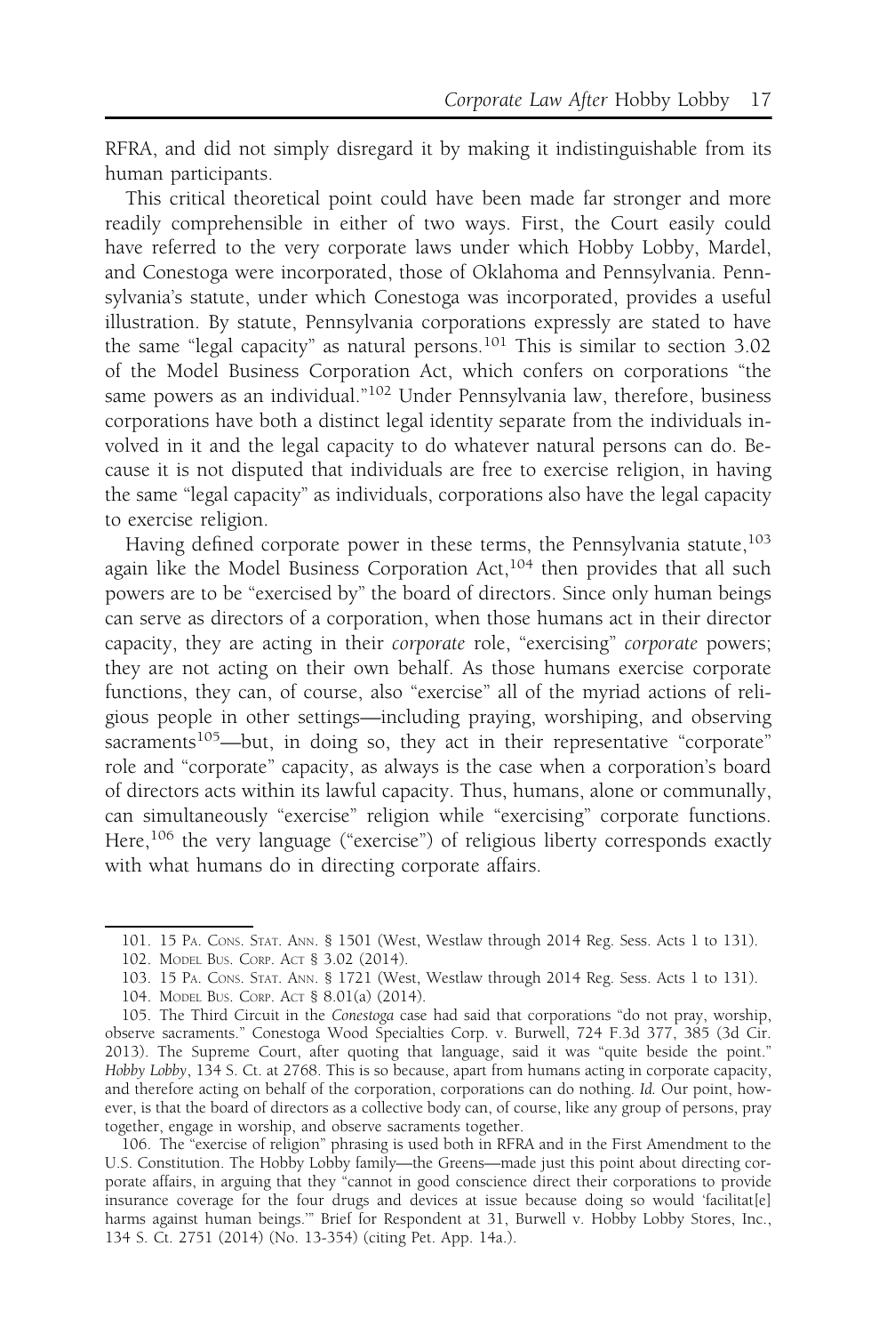RFRA, and did not simply disregard it by making it indistinguishable from its human participants.

This critical theoretical point could have been made far stronger and more readily comprehensible in either of two ways. First, the Court easily could have referred to the very corporate laws under which Hobby Lobby, Mardel, and Conestoga were incorporated, those of Oklahoma and Pennsylvania. Pennsylvania's statute, under which Conestoga was incorporated, provides a useful illustration. By statute, Pennsylvania corporations expressly are stated to have the same "legal capacity" as natural persons.[101] This is similar to section 3.02 of the Model Business Corporation Act, which confers on corporations "the same powers as an individual."[102] Under Pennsylvania law, therefore, business corporations have both a distinct legal identity separate from the individuals involved in it and the legal capacity to do whatever natural persons can do. Because it is not disputed that individuals are free to exercise religion, in having the same "legal capacity" as individuals, corporations also have the legal capacity to exercise religion.

Having defined corporate power in these terms, the Pennsylvania statute,[103] again like the Model Business Corporation Act,[104] then provides that all such powers are to be "exercised by" the board of directors. Since only human beings can serve as directors of a corporation, when those humans act in their director capacity, they are acting in their *corporate* role, "exercising" *corporate* powers; they are not acting on their own behalf. As those humans exercise corporate functions, they can, of course, also "exercise" all of the myriad actions of religious people in other settings—including praying, worshiping, and observing sacraments[105]—but, in doing so, they act in their representative "corporate" role and "corporate" capacity, as always is the case when a corporation's board of directors acts within its lawful capacity. Thus, humans, alone or communally, can simultaneously "exercise" religion while "exercising" corporate functions. Here,[106] the very language ("exercise") of religious liberty corresponds exactly with what humans do in directing corporate affairs.

---

101. 15 Pa. Cons. Stat. Ann. § 1501 (West, Westlaw through 2014 Reg. Sess. Acts 1 to 131).

102. Model Bus. Corp. Act § 3.02 (2014).

103. 15 Pa. Cons. Stat. Ann. § 1721 (West, Westlaw through 2014 Reg. Sess. Acts 1 to 131).

104. Model Bus. Corp. Act § 8.01(a) (2014).

105. The Third Circuit in the *Conestoga* case had said that corporations "do not pray, worship, observe sacraments." Conestoga Wood Specialties Corp. v. Burwell, 724 F.3d 377, 385 (3d Cir. 2013). The Supreme Court, after quoting that language, said it was "quite beside the point." *Hobby Lobby*, 134 S. Ct. at 2768. This is so because, apart from humans acting in corporate capacity, and therefore acting on behalf of the corporation, corporations can do nothing. *Id.* Our point, however, is that the board of directors as a collective body can, of course, like any group of persons, pray together, engage in worship, and observe sacraments together.

106. The "exercise of religion" phrasing is used both in RFRA and in the First Amendment to the U.S. Constitution. The Hobby Lobby family—the Greens—made just this point about directing corporate affairs, in arguing that they "cannot in good conscience direct their corporations to provide insurance coverage for the four drugs and devices at issue because doing so would 'facilitat[e] harms against human beings.'" Brief for Respondent at 31, Burwell v. Hobby Lobby Stores, Inc., 134 S. Ct. 2751 (2014) (No. 13-354) (citing Pet. App. 14a.).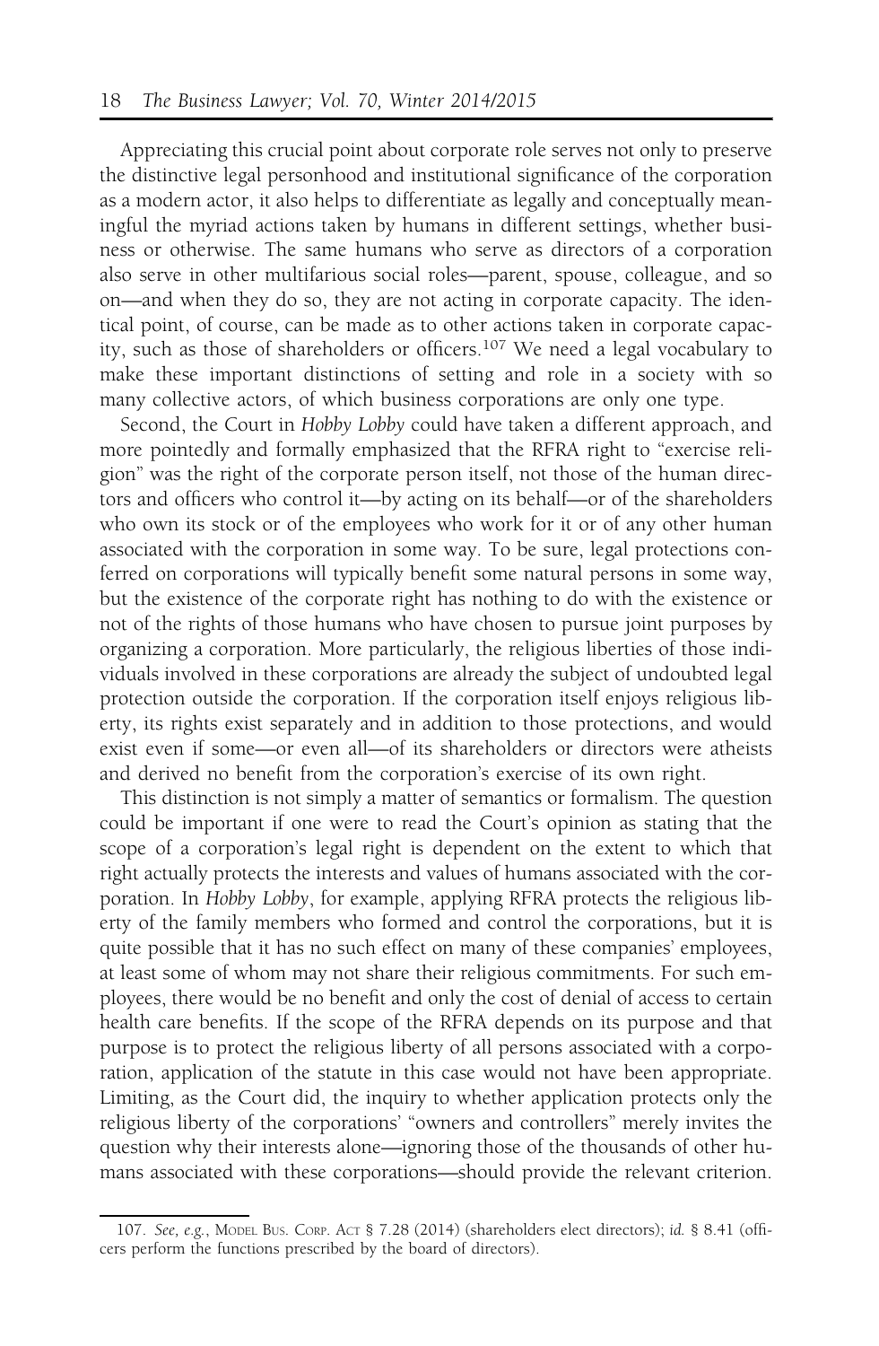Appreciating this crucial point about corporate role serves not only to preserve the distinctive legal personhood and institutional significance of the corporation as a modern actor, it also helps to differentiate as legally and conceptually meaningful the myriad actions taken by humans in different settings, whether business or otherwise. The same humans who serve as directors of a corporation also serve in other multifarious social roles—parent, spouse, colleague, and so on—and when they do so, they are not acting in corporate capacity. The identical point, of course, can be made as to other actions taken in corporate capacity, such as those of shareholders or officers.[107] We need a legal vocabulary to make these important distinctions of setting and role in a society with so many collective actors, of which business corporations are only one type.

Second, the Court in *Hobby Lobby* could have taken a different approach, and more pointedly and formally emphasized that the RFRA right to "exercise religion" was the right of the corporate person itself, not those of the human directors and officers who control it—by acting on its behalf—or of the shareholders who own its stock or of the employees who work for it or of any other human associated with the corporation in some way. To be sure, legal protections conferred on corporations will typically benefit some natural persons in some way, but the existence of the corporate right has nothing to do with the existence or not of the rights of those humans who have chosen to pursue joint purposes by organizing a corporation. More particularly, the religious liberties of those individuals involved in these corporations are already the subject of undoubted legal protection outside the corporation. If the corporation itself enjoys religious liberty, its rights exist separately and in addition to those protections, and would exist even if some—or even all—of its shareholders or directors were atheists and derived no benefit from the corporation's exercise of its own right.

This distinction is not simply a matter of semantics or formalism. The question could be important if one were to read the Court's opinion as stating that the scope of a corporation's legal right is dependent on the extent to which that right actually protects the interests and values of humans associated with the corporation. In *Hobby Lobby*, for example, applying RFRA protects the religious liberty of the family members who formed and control the corporations, but it is quite possible that it has no such effect on many of these companies' employees, at least some of whom may not share their religious commitments. For such employees, there would be no benefit and only the cost of denial of access to certain health care benefits. If the scope of the RFRA depends on its purpose and that purpose is to protect the religious liberty of all persons associated with a corporation, application of the statute in this case would not have been appropriate. Limiting, as the Court did, the inquiry to whether application protects only the religious liberty of the corporations' "owners and controllers" merely invites the question why their interests alone—ignoring those of the thousands of other humans associated with these corporations—should provide the relevant criterion.

---

107. *See, e.g.*, Model Bus. Corp. Act § 7.28 (2014) (shareholders elect directors); *id.* § 8.41 (officers perform the functions prescribed by the board of directors).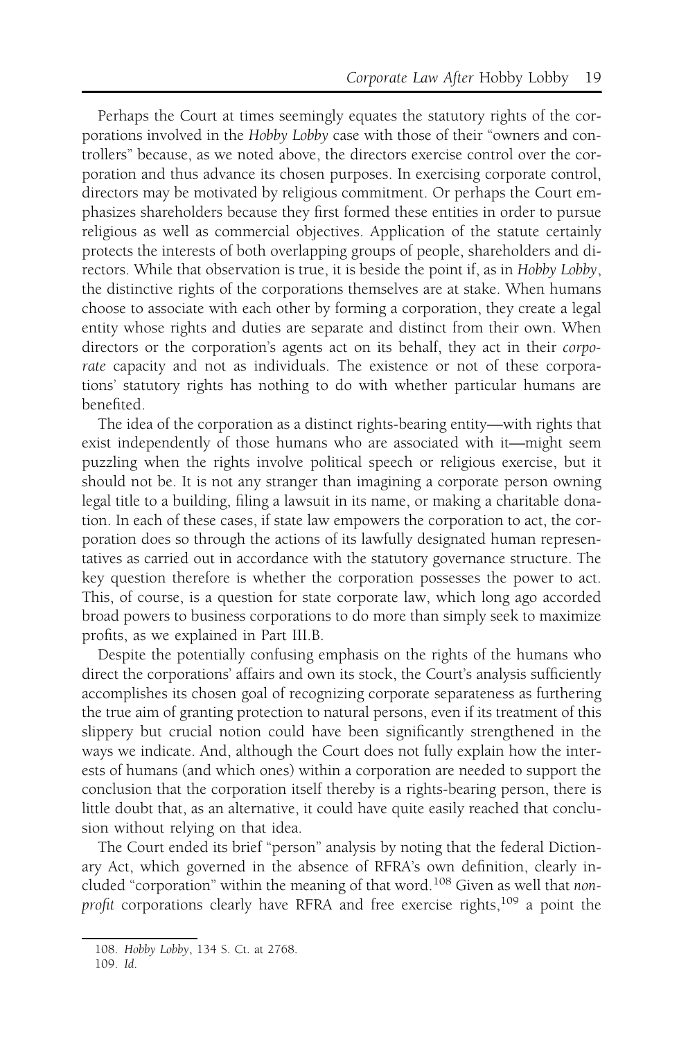Perhaps the Court at times seemingly equates the statutory rights of the corporations involved in the *Hobby Lobby* case with those of their "owners and controllers" because, as we noted above, the directors exercise control over the corporation and thus advance its chosen purposes. In exercising corporate control, directors may be motivated by religious commitment. Or perhaps the Court emphasizes shareholders because they first formed these entities in order to pursue religious as well as commercial objectives. Application of the statute certainly protects the interests of both overlapping groups of people, shareholders and directors. While that observation is true, it is beside the point if, as in *Hobby Lobby*, the distinctive rights of the corporations themselves are at stake. When humans choose to associate with each other by forming a corporation, they create a legal entity whose rights and duties are separate and distinct from their own. When directors or the corporation's agents act on its behalf, they act in their *corporate* capacity and not as individuals. The existence or not of these corporations' statutory rights has nothing to do with whether particular humans are benefited.

The idea of the corporation as a distinct rights-bearing entity—with rights that exist independently of those humans who are associated with it—might seem puzzling when the rights involve political speech or religious exercise, but it should not be. It is not any stranger than imagining a corporate person owning legal title to a building, filing a lawsuit in its name, or making a charitable donation. In each of these cases, if state law empowers the corporation to act, the corporation does so through the actions of its lawfully designated human representatives as carried out in accordance with the statutory governance structure. The key question therefore is whether the corporation possesses the power to act. This, of course, is a question for state corporate law, which long ago accorded broad powers to business corporations to do more than simply seek to maximize profits, as we explained in Part III.B.

Despite the potentially confusing emphasis on the rights of the humans who direct the corporations' affairs and own its stock, the Court's analysis sufficiently accomplishes its chosen goal of recognizing corporate separateness as furthering the true aim of granting protection to natural persons, even if its treatment of this slippery but crucial notion could have been significantly strengthened in the ways we indicate. And, although the Court does not fully explain how the interests of humans (and which ones) within a corporation are needed to support the conclusion that the corporation itself thereby is a rights-bearing person, there is little doubt that, as an alternative, it could have quite easily reached that conclusion without relying on that idea.

The Court ended its brief "person" analysis by noting that the federal Dictionary Act, which governed in the absence of RFRA's own definition, clearly included "corporation" within the meaning of that word.[108] Given as well that *nonprofit* corporations clearly have RFRA and free exercise rights,[109] a point the

---

108. *Hobby Lobby*, 134 S. Ct. at 2768.

109. *Id.*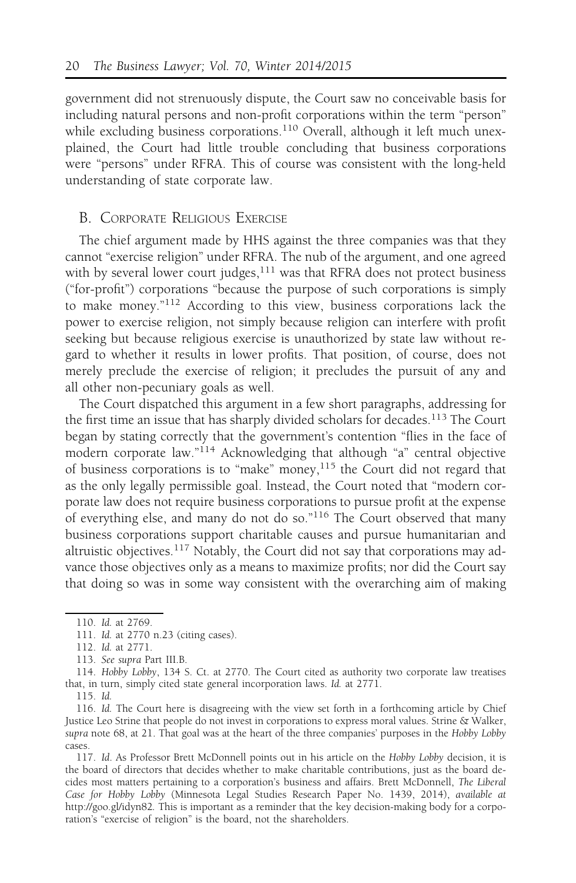government did not strenuously dispute, the Court saw no conceivable basis for including natural persons and non-profit corporations within the term "person" while excluding business corporations.[110] Overall, although it left much unexplained, the Court had little trouble concluding that business corporations were "persons" under RFRA. This of course was consistent with the long-held understanding of state corporate law.

## B. Corporate Religious Exercise

The chief argument made by HHS against the three companies was that they cannot "exercise religion" under RFRA. The nub of the argument, and one agreed with by several lower court judges,[111] was that RFRA does not protect business ("for-profit") corporations "because the purpose of such corporations is simply to make money."[112] According to this view, business corporations lack the power to exercise religion, not simply because religion can interfere with profit seeking but because religious exercise is unauthorized by state law without regard to whether it results in lower profits. That position, of course, does not merely preclude the exercise of religion; it precludes the pursuit of any and all other non-pecuniary goals as well.

The Court dispatched this argument in a few short paragraphs, addressing for the first time an issue that has sharply divided scholars for decades.[113] The Court began by stating correctly that the government's contention "flies in the face of modern corporate law."[114] Acknowledging that although "a" central objective of business corporations is to "make" money,[115] the Court did not regard that as the only legally permissible goal. Instead, the Court noted that "modern corporate law does not require business corporations to pursue profit at the expense of everything else, and many do not do so."[116] The Court observed that many business corporations support charitable causes and pursue humanitarian and altruistic objectives.[117] Notably, the Court did not say that corporations may advance those objectives only as a means to maximize profits; nor did the Court say that doing so was in some way consistent with the overarching aim of making

---

110. *Id.* at 2769.

111. *Id.* at 2770 n.23 (citing cases).

112. *Id.* at 2771.

113. *See supra* Part III.B.

114. *Hobby Lobby*, 134 S. Ct. at 2770. The Court cited as authority two corporate law treatises that, in turn, simply cited state general incorporation laws. *Id.* at 2771.

115. *Id.*

116. *Id.* The Court here is disagreeing with the view set forth in a forthcoming article by Chief Justice Leo Strine that people do not invest in corporations to express moral values. Strine & Walker, *supra* note 68, at 21. That goal was at the heart of the three companies' purposes in the *Hobby Lobby* cases.

117. *Id.* As Professor Brett McDonnell points out in his article on the *Hobby Lobby* decision, it is the board of directors that decides whether to make charitable contributions, just as the board decides most matters pertaining to a corporation's business and affairs. Brett McDonnell, *The Liberal Case for Hobby Lobby* (Minnesota Legal Studies Research Paper No. 1439, 2014), *available at* http://goo.gl/idyn82. This is important as a reminder that the key decision-making body for a corporation's "exercise of religion" is the board, not the shareholders.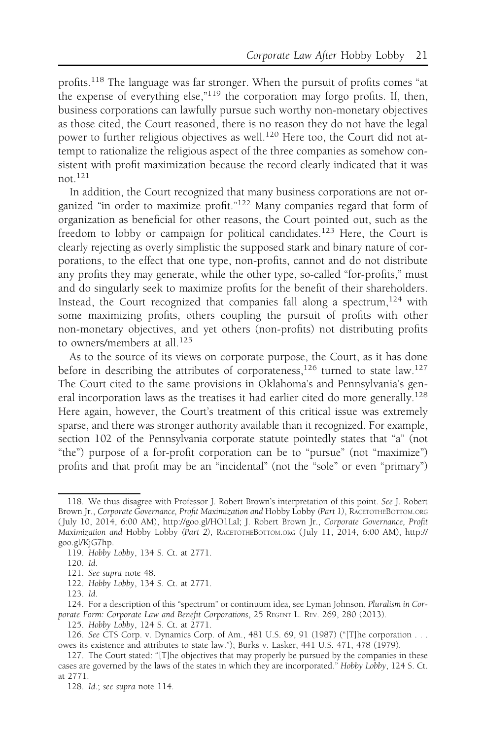profits.[118] The language was far stronger. When the pursuit of profits comes "at the expense of everything else,"[119] the corporation may forgo profits. If, then, business corporations can lawfully pursue such worthy non-monetary objectives as those cited, the Court reasoned, there is no reason they do not have the legal power to further religious objectives as well.[120] Here too, the Court did not attempt to rationalize the religious aspect of the three companies as somehow consistent with profit maximization because the record clearly indicated that it was not.[121]

In addition, the Court recognized that many business corporations are not organized "in order to maximize profit."[122] Many companies regard that form of organization as beneficial for other reasons, the Court pointed out, such as the freedom to lobby or campaign for political candidates.[123] Here, the Court is clearly rejecting as overly simplistic the supposed stark and binary nature of corporations, to the effect that one type, non-profits, cannot and do not distribute any profits they may generate, while the other type, so-called "for-profits," must and do singularly seek to maximize profits for the benefit of their shareholders. Instead, the Court recognized that companies fall along a spectrum,[124] with some maximizing profits, others coupling the pursuit of profits with other non-monetary objectives, and yet others (non-profits) not distributing profits to owners/members at all.[125]

As to the source of its views on corporate purpose, the Court, as it has done before in describing the attributes of corporateness,[126] turned to state law.[127] The Court cited to the same provisions in Oklahoma's and Pennsylvania's general incorporation laws as the treatises it had earlier cited do more generally.[128] Here again, however, the Court's treatment of this critical issue was extremely sparse, and there was stronger authority available than it recognized. For example, section 102 of the Pennsylvania corporate statute pointedly states that "a" (not "the") purpose of a for-profit corporation can be to "pursue" (not "maximize") profits and that profit may be an "incidental" (not the "sole" or even "primary")

---

118. We thus disagree with Professor J. Robert Brown's interpretation of this point. *See* J. Robert Brown Jr., *Corporate Governance, Profit Maximization and* Hobby Lobby *(Part 1)*, RACETOTHEBOTTOM.ORG (July 10, 2014, 6:00 AM), http://goo.gl/HO1Lal; J. Robert Brown Jr., *Corporate Governance, Profit Maximization and* Hobby Lobby *(Part 2)*, RACETOTHEBOTTOM.ORG (July 11, 2014, 6:00 AM), http://goo.gl/KjG7hp.

119. *Hobby Lobby*, 134 S. Ct. at 2771.

120. *Id.*

121. *See supra* note 48.

122. *Hobby Lobby*, 134 S. Ct. at 2771.

123. *Id.*

124. For a description of this "spectrum" or continuum idea, see Lyman Johnson, *Pluralism in Corporate Form: Corporate Law and Benefit Corporations*, 25 REGENT L. REV. 269, 280 (2013).

125. *Hobby Lobby*, 124 S. Ct. at 2771.

126. *See* CTS Corp. v. Dynamics Corp. of Am., 481 U.S. 69, 91 (1987) ("[T]he corporation . . . owes its existence and attributes to state law."); Burks v. Lasker, 441 U.S. 471, 478 (1979).

127. The Court stated: "[T]he objectives that may properly be pursued by the companies in these cases are governed by the laws of the states in which they are incorporated." *Hobby Lobby*, 124 S. Ct. at 2771.

128. *Id.*; *see supra* note 114.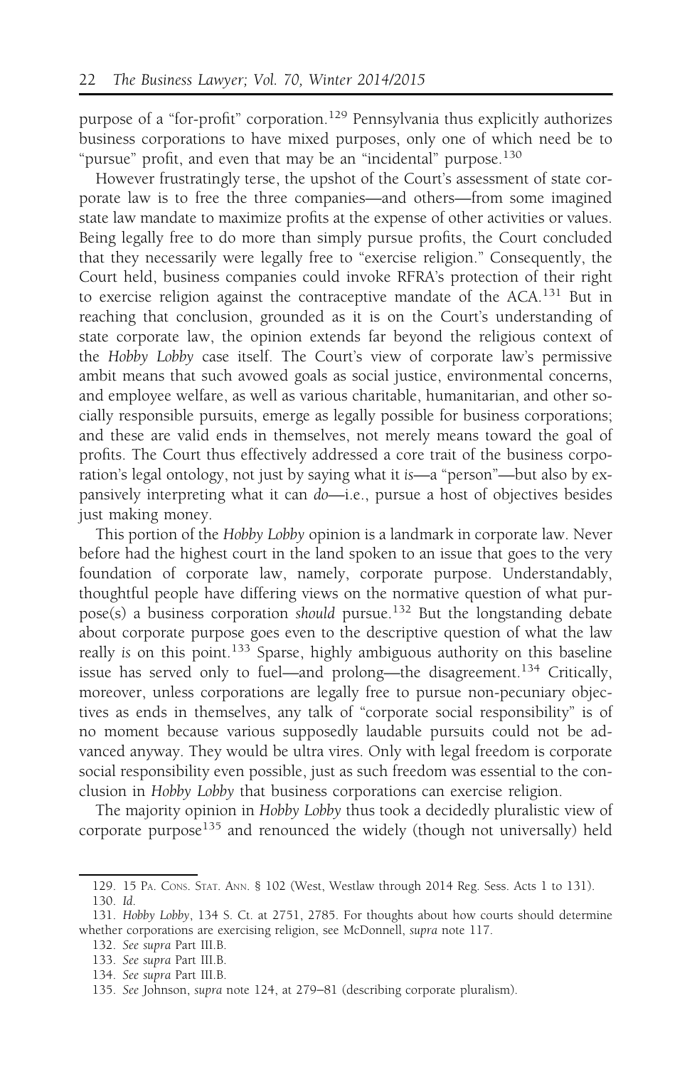purpose of a "for-profit" corporation.[129] Pennsylvania thus explicitly authorizes business corporations to have mixed purposes, only one of which need be to "pursue" profit, and even that may be an "incidental" purpose.[130]

However frustratingly terse, the upshot of the Court's assessment of state corporate law is to free the three companies—and others—from some imagined state law mandate to maximize profits at the expense of other activities or values. Being legally free to do more than simply pursue profits, the Court concluded that they necessarily were legally free to "exercise religion." Consequently, the Court held, business companies could invoke RFRA's protection of their right to exercise religion against the contraceptive mandate of the ACA.[131] But in reaching that conclusion, grounded as it is on the Court's understanding of state corporate law, the opinion extends far beyond the religious context of the *Hobby Lobby* case itself. The Court's view of corporate law's permissive ambit means that such avowed goals as social justice, environmental concerns, and employee welfare, as well as various charitable, humanitarian, and other socially responsible pursuits, emerge as legally possible for business corporations; and these are valid ends in themselves, not merely means toward the goal of profits. The Court thus effectively addressed a core trait of the business corporation's legal ontology, not just by saying what it *is*—a "person"—but also by expansively interpreting what it can *do*—i.e., pursue a host of objectives besides just making money.

This portion of the *Hobby Lobby* opinion is a landmark in corporate law. Never before had the highest court in the land spoken to an issue that goes to the very foundation of corporate law, namely, corporate purpose. Understandably, thoughtful people have differing views on the normative question of what purpose(s) a business corporation *should* pursue.[132] But the longstanding debate about corporate purpose goes even to the descriptive question of what the law really *is* on this point.[133] Sparse, highly ambiguous authority on this baseline issue has served only to fuel—and prolong—the disagreement.[134] Critically, moreover, unless corporations are legally free to pursue non-pecuniary objectives as ends in themselves, any talk of "corporate social responsibility" is of no moment because various supposedly laudable pursuits could not be advanced anyway. They would be ultra vires. Only with legal freedom is corporate social responsibility even possible, just as such freedom was essential to the conclusion in *Hobby Lobby* that business corporations can exercise religion.

The majority opinion in *Hobby Lobby* thus took a decidedly pluralistic view of corporate purpose[135] and renounced the widely (though not universally) held

---

129. 15 PA. CONS. STAT. ANN. § 102 (West, Westlaw through 2014 Reg. Sess. Acts 1 to 131).

130. *Id.*

131. *Hobby Lobby*, 134 S. Ct. at 2751, 2785. For thoughts about how courts should determine whether corporations are exercising religion, see McDonnell, *supra* note 117.

132. *See supra* Part III.B.

133. *See supra* Part III.B.

134. *See supra* Part III.B.

135. *See* Johnson, *supra* note 124, at 279–81 (describing corporate pluralism).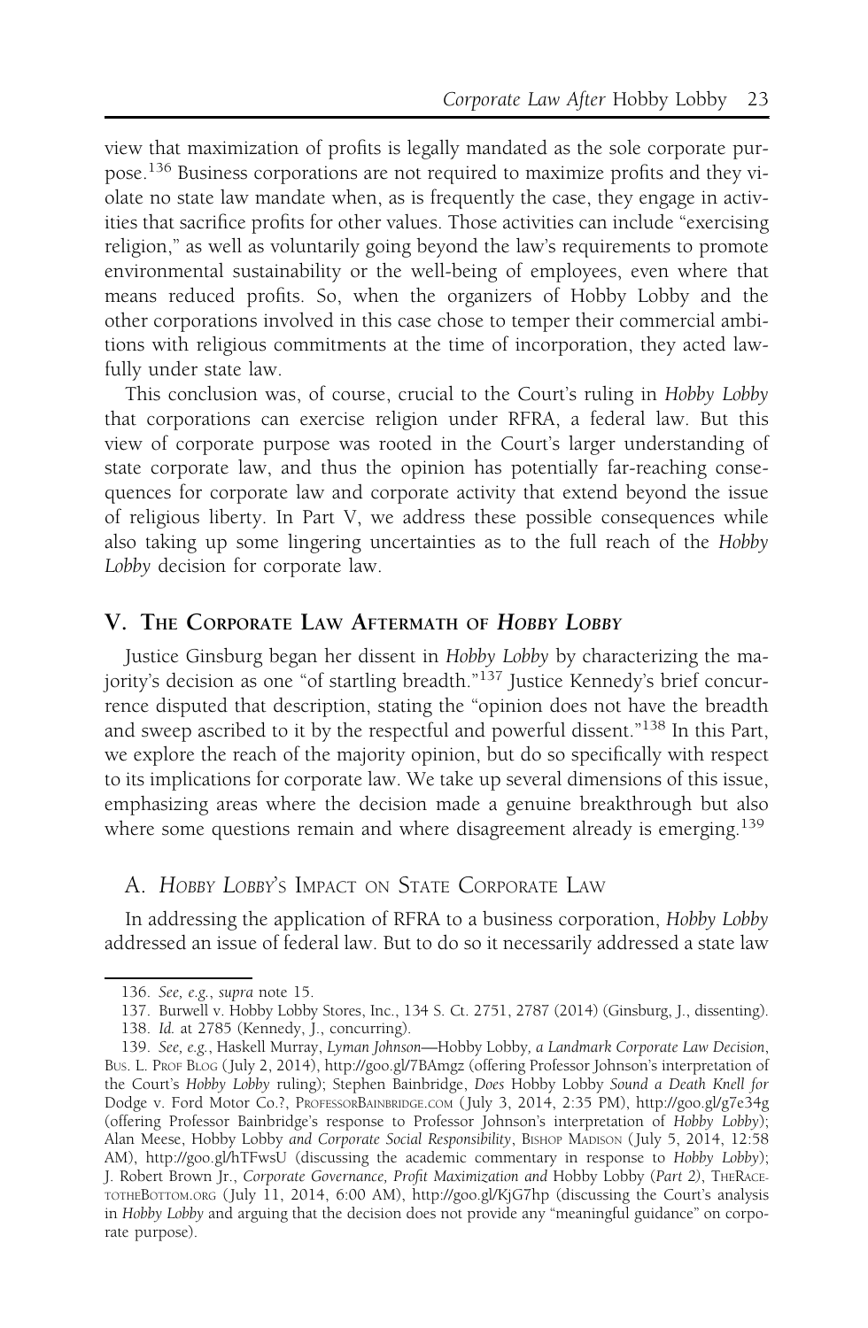view that maximization of profits is legally mandated as the sole corporate purpose.[136] Business corporations are not required to maximize profits and they violate no state law mandate when, as is frequently the case, they engage in activities that sacrifice profits for other values. Those activities can include "exercising religion," as well as voluntarily going beyond the law's requirements to promote environmental sustainability or the well-being of employees, even where that means reduced profits. So, when the organizers of Hobby Lobby and the other corporations involved in this case chose to temper their commercial ambitions with religious commitments at the time of incorporation, they acted lawfully under state law.

This conclusion was, of course, crucial to the Court's ruling in *Hobby Lobby* that corporations can exercise religion under RFRA, a federal law. But this view of corporate purpose was rooted in the Court's larger understanding of state corporate law, and thus the opinion has potentially far-reaching consequences for corporate law and corporate activity that extend beyond the issue of religious liberty. In Part V, we address these possible consequences while also taking up some lingering uncertainties as to the full reach of the *Hobby Lobby* decision for corporate law.

## V. The Corporate Law Aftermath of *Hobby Lobby*

Justice Ginsburg began her dissent in *Hobby Lobby* by characterizing the majority's decision as one "of startling breadth."[137] Justice Kennedy's brief concurrence disputed that description, stating the "opinion does not have the breadth and sweep ascribed to it by the respectful and powerful dissent."[138] In this Part, we explore the reach of the majority opinion, but do so specifically with respect to its implications for corporate law. We take up several dimensions of this issue, emphasizing areas where the decision made a genuine breakthrough but also where some questions remain and where disagreement already is emerging.[139]

### A. *Hobby Lobby*'s Impact on State Corporate Law

In addressing the application of RFRA to a business corporation, *Hobby Lobby* addressed an issue of federal law. But to do so it necessarily addressed a state law

---

136. *See, e.g.*, *supra* note 15.

137. Burwell v. Hobby Lobby Stores, Inc., 134 S. Ct. 2751, 2787 (2014) (Ginsburg, J., dissenting).

138. *Id.* at 2785 (Kennedy, J., concurring).

139. *See, e.g.*, Haskell Murray, *Lyman Johnson*—Hobby Lobby*, a Landmark Corporate Law Decision*, Bus. L. Prof Blog (July 2, 2014), http://goo.gl/7BAmgz (offering Professor Johnson's interpretation of the Court's *Hobby Lobby* ruling); Stephen Bainbridge, *Does* Hobby Lobby *Sound a Death Knell for* Dodge v. Ford Motor Co.?, ProfessorBainbridge.com (July 3, 2014, 2:35 PM), http://goo.gl/g7e34g (offering Professor Bainbridge's response to Professor Johnson's interpretation of *Hobby Lobby*); Alan Meese, Hobby Lobby *and Corporate Social Responsibility*, Bishop Madison (July 5, 2014, 12:58 AM), http://goo.gl/hTFwsU (discussing the academic commentary in response to *Hobby Lobby*); J. Robert Brown Jr., *Corporate Governance, Profit Maximization and* Hobby Lobby *(Part 2)*, TheRacetotheBottom.org (July 11, 2014, 6:00 AM), http://goo.gl/KjG7hp (discussing the Court's analysis in *Hobby Lobby* and arguing that the decision does not provide any "meaningful guidance" on corporate purpose).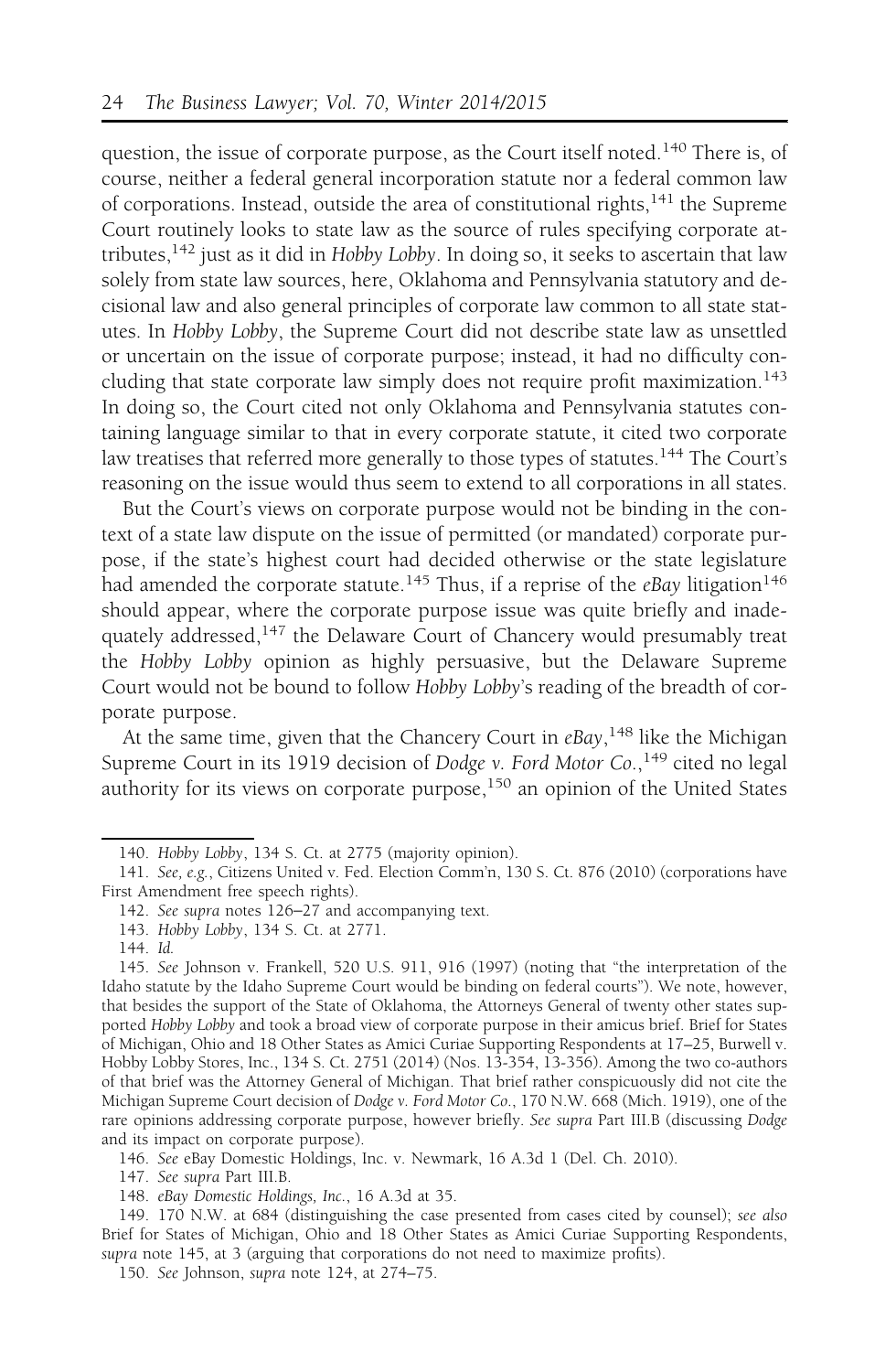question, the issue of corporate purpose, as the Court itself noted.[140] There is, of course, neither a federal general incorporation statute nor a federal common law of corporations. Instead, outside the area of constitutional rights,[141] the Supreme Court routinely looks to state law as the source of rules specifying corporate attributes,[142] just as it did in *Hobby Lobby*. In doing so, it seeks to ascertain that law solely from state law sources, here, Oklahoma and Pennsylvania statutory and decisional law and also general principles of corporate law common to all state statutes. In *Hobby Lobby*, the Supreme Court did not describe state law as unsettled or uncertain on the issue of corporate purpose; instead, it had no difficulty concluding that state corporate law simply does not require profit maximization.[143] In doing so, the Court cited not only Oklahoma and Pennsylvania statutes containing language similar to that in every corporate statute, it cited two corporate law treatises that referred more generally to those types of statutes.[144] The Court's reasoning on the issue would thus seem to extend to all corporations in all states.

But the Court's views on corporate purpose would not be binding in the context of a state law dispute on the issue of permitted (or mandated) corporate purpose, if the state's highest court had decided otherwise or the state legislature had amended the corporate statute.[145] Thus, if a reprise of the *eBay* litigation[146] should appear, where the corporate purpose issue was quite briefly and inadequately addressed,[147] the Delaware Court of Chancery would presumably treat the *Hobby Lobby* opinion as highly persuasive, but the Delaware Supreme Court would not be bound to follow *Hobby Lobby*'s reading of the breadth of corporate purpose.

At the same time, given that the Chancery Court in *eBay*,[148] like the Michigan Supreme Court in its 1919 decision of *Dodge v. Ford Motor Co.*,[149] cited no legal authority for its views on corporate purpose,[150] an opinion of the United States

---

140. *Hobby Lobby*, 134 S. Ct. at 2775 (majority opinion).

141. *See, e.g.*, Citizens United v. Fed. Election Comm'n, 130 S. Ct. 876 (2010) (corporations have First Amendment free speech rights).

142. *See supra* notes 126–27 and accompanying text.

143. *Hobby Lobby*, 134 S. Ct. at 2771.

144. *Id.*

145. *See* Johnson v. Frankell, 520 U.S. 911, 916 (1997) (noting that "the interpretation of the Idaho statute by the Idaho Supreme Court would be binding on federal courts"). We note, however, that besides the support of the State of Oklahoma, the Attorneys General of twenty other states supported *Hobby Lobby* and took a broad view of corporate purpose in their amicus brief. Brief for States of Michigan, Ohio and 18 Other States as Amici Curiae Supporting Respondents at 17–25, Burwell v. Hobby Lobby Stores, Inc., 134 S. Ct. 2751 (2014) (Nos. 13-354, 13-356). Among the two co-authors of that brief was the Attorney General of Michigan. That brief rather conspicuously did not cite the Michigan Supreme Court decision of *Dodge v. Ford Motor Co.*, 170 N.W. 668 (Mich. 1919), one of the rare opinions addressing corporate purpose, however briefly. *See supra* Part III.B (discussing *Dodge* and its impact on corporate purpose).

146. *See* eBay Domestic Holdings, Inc. v. Newmark, 16 A.3d 1 (Del. Ch. 2010).

147. *See supra* Part III.B.

148. *eBay Domestic Holdings, Inc.*, 16 A.3d at 35.

149. 170 N.W. at 684 (distinguishing the case presented from cases cited by counsel); *see also* Brief for States of Michigan, Ohio and 18 Other States as Amici Curiae Supporting Respondents, *supra* note 145, at 3 (arguing that corporations do not need to maximize profits).

150. *See* Johnson, *supra* note 124, at 274–75.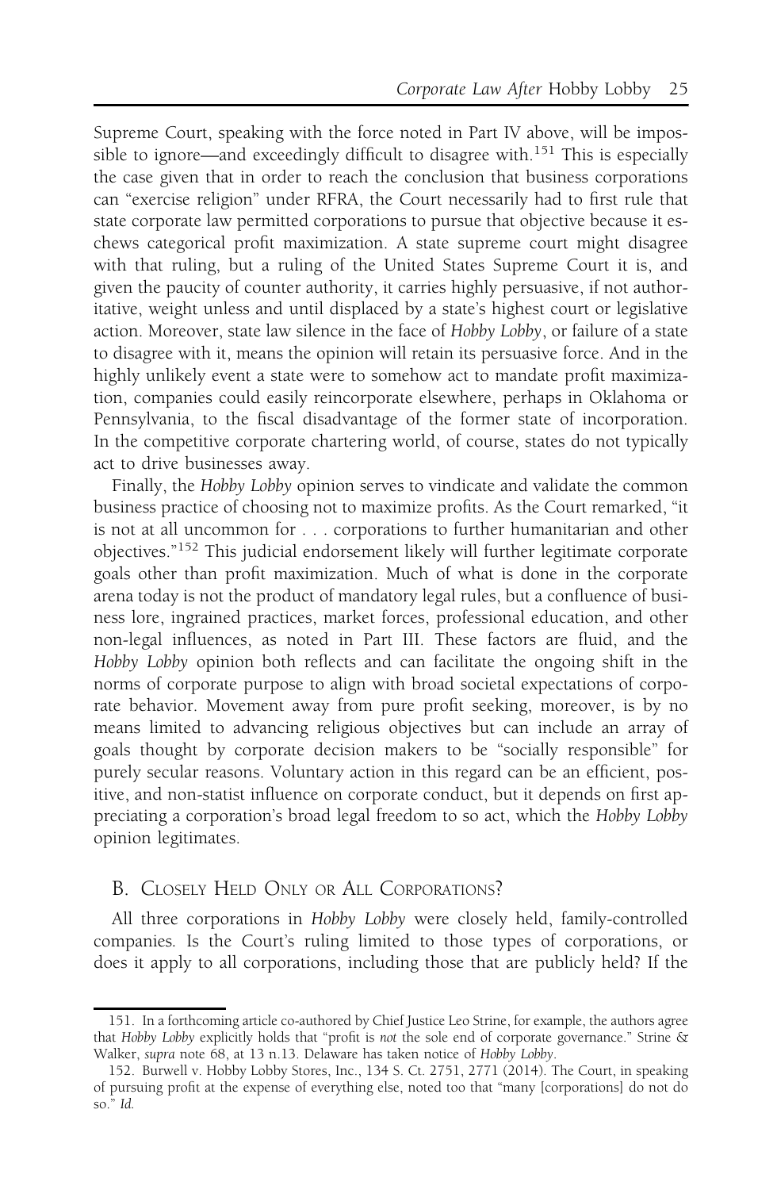Supreme Court, speaking with the force noted in Part IV above, will be impossible to ignore—and exceedingly difficult to disagree with.[151] This is especially the case given that in order to reach the conclusion that business corporations can "exercise religion" under RFRA, the Court necessarily had to first rule that state corporate law permitted corporations to pursue that objective because it eschews categorical profit maximization. A state supreme court might disagree with that ruling, but a ruling of the United States Supreme Court it is, and given the paucity of counter authority, it carries highly persuasive, if not authoritative, weight unless and until displaced by a state's highest court or legislative action. Moreover, state law silence in the face of *Hobby Lobby*, or failure of a state to disagree with it, means the opinion will retain its persuasive force. And in the highly unlikely event a state were to somehow act to mandate profit maximization, companies could easily reincorporate elsewhere, perhaps in Oklahoma or Pennsylvania, to the fiscal disadvantage of the former state of incorporation. In the competitive corporate chartering world, of course, states do not typically act to drive businesses away.

Finally, the *Hobby Lobby* opinion serves to vindicate and validate the common business practice of choosing not to maximize profits. As the Court remarked, "it is not at all uncommon for . . . corporations to further humanitarian and other objectives."[152] This judicial endorsement likely will further legitimate corporate goals other than profit maximization. Much of what is done in the corporate arena today is not the product of mandatory legal rules, but a confluence of business lore, ingrained practices, market forces, professional education, and other non-legal influences, as noted in Part III. These factors are fluid, and the *Hobby Lobby* opinion both reflects and can facilitate the ongoing shift in the norms of corporate purpose to align with broad societal expectations of corporate behavior. Movement away from pure profit seeking, moreover, is by no means limited to advancing religious objectives but can include an array of goals thought by corporate decision makers to be "socially responsible" for purely secular reasons. Voluntary action in this regard can be an efficient, positive, and non-statist influence on corporate conduct, but it depends on first appreciating a corporation's broad legal freedom to so act, which the *Hobby Lobby* opinion legitimates.

## B. Closely Held Only or All Corporations?

All three corporations in *Hobby Lobby* were closely held, family-controlled companies. Is the Court's ruling limited to those types of corporations, or does it apply to all corporations, including those that are publicly held? If the

---

151. In a forthcoming article co-authored by Chief Justice Leo Strine, for example, the authors agree that *Hobby Lobby* explicitly holds that "profit is *not* the sole end of corporate governance." Strine & Walker, *supra* note 68, at 13 n.13. Delaware has taken notice of *Hobby Lobby*.

152. Burwell v. Hobby Lobby Stores, Inc., 134 S. Ct. 2751, 2771 (2014). The Court, in speaking of pursuing profit at the expense of everything else, noted too that "many [corporations] do not do so." *Id.*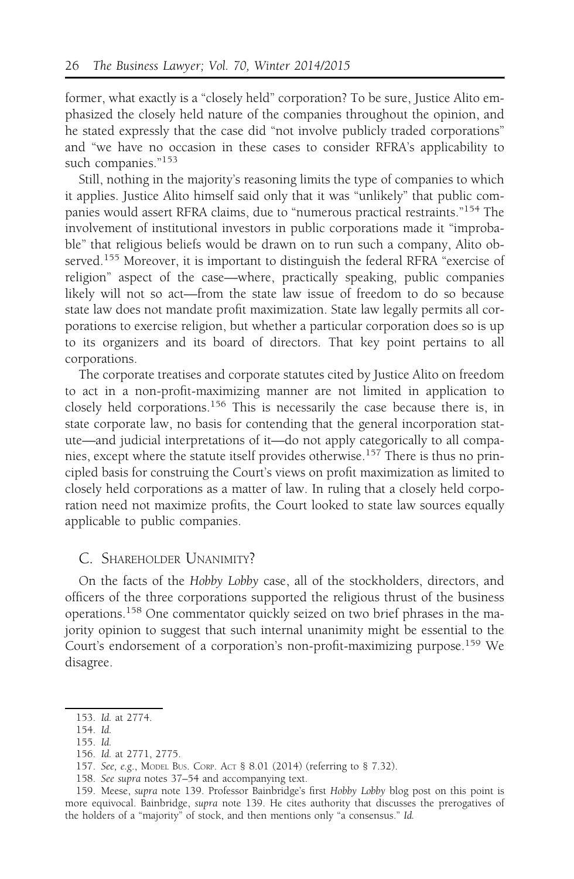former, what exactly is a "closely held" corporation? To be sure, Justice Alito emphasized the closely held nature of the companies throughout the opinion, and he stated expressly that the case did "not involve publicly traded corporations" and "we have no occasion in these cases to consider RFRA's applicability to such companies."[153]

Still, nothing in the majority's reasoning limits the type of companies to which it applies. Justice Alito himself said only that it was "unlikely" that public companies would assert RFRA claims, due to "numerous practical restraints."[154] The involvement of institutional investors in public corporations made it "improbable" that religious beliefs would be drawn on to run such a company, Alito observed.[155] Moreover, it is important to distinguish the federal RFRA "exercise of religion" aspect of the case—where, practically speaking, public companies likely will not so act—from the state law issue of freedom to do so because state law does not mandate profit maximization. State law legally permits all corporations to exercise religion, but whether a particular corporation does so is up to its organizers and its board of directors. That key point pertains to all corporations.

The corporate treatises and corporate statutes cited by Justice Alito on freedom to act in a non-profit-maximizing manner are not limited in application to closely held corporations.[156] This is necessarily the case because there is, in state corporate law, no basis for contending that the general incorporation statute—and judicial interpretations of it—do not apply categorically to all companies, except where the statute itself provides otherwise.[157] There is thus no principled basis for construing the Court's views on profit maximization as limited to closely held corporations as a matter of law. In ruling that a closely held corporation need not maximize profits, the Court looked to state law sources equally applicable to public companies.

## C. Shareholder Unanimity?

On the facts of the *Hobby Lobby* case, all of the stockholders, directors, and officers of the three corporations supported the religious thrust of the business operations.[158] One commentator quickly seized on two brief phrases in the majority opinion to suggest that such internal unanimity might be essential to the Court's endorsement of a corporation's non-profit-maximizing purpose.[159] We disagree.

---

153. *Id.* at 2774.

154. *Id.*

155. *Id.*

156. *Id.* at 2771, 2775.

157. *See, e.g.*, Model Bus. Corp. Act § 8.01 (2014) (referring to § 7.32).

158. *See supra* notes 37–54 and accompanying text.

159. Meese, *supra* note 139. Professor Bainbridge's first *Hobby Lobby* blog post on this point is more equivocal. Bainbridge, *supra* note 139. He cites authority that discusses the prerogatives of the holders of a "majority" of stock, and then mentions only "a consensus." *Id.*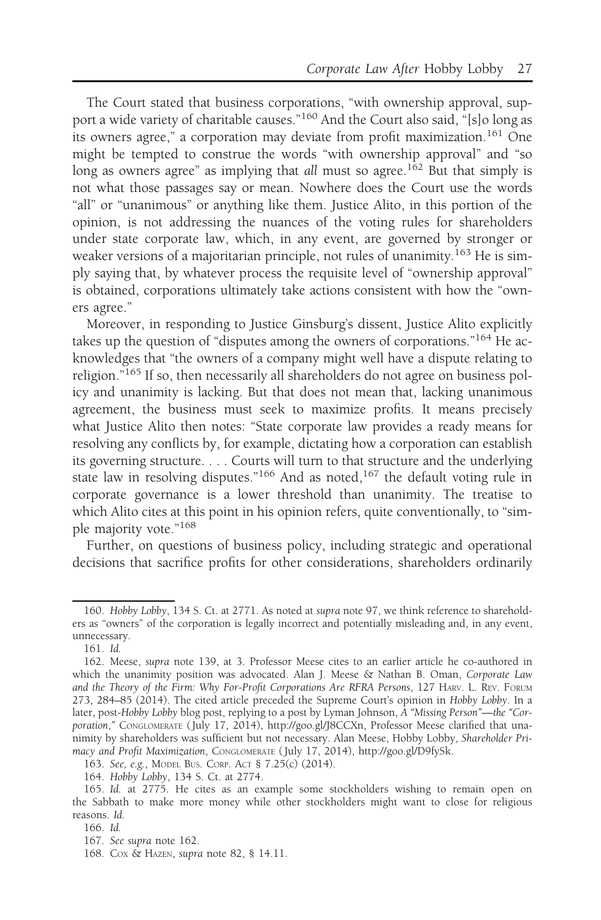The Court stated that business corporations, "with ownership approval, support a wide variety of charitable causes."[160] And the Court also said, "[s]o long as its owners agree," a corporation may deviate from profit maximization.[161] One might be tempted to construe the words "with ownership approval" and "so long as owners agree" as implying that *all* must so agree.[162] But that simply is not what those passages say or mean. Nowhere does the Court use the words "all" or "unanimous" or anything like them. Justice Alito, in this portion of the opinion, is not addressing the nuances of the voting rules for shareholders under state corporate law, which, in any event, are governed by stronger or weaker versions of a majoritarian principle, not rules of unanimity.[163] He is simply saying that, by whatever process the requisite level of "ownership approval" is obtained, corporations ultimately take actions consistent with how the "owners agree."

Moreover, in responding to Justice Ginsburg's dissent, Justice Alito explicitly takes up the question of "disputes among the owners of corporations."[164] He acknowledges that "the owners of a company might well have a dispute relating to religion."[165] If so, then necessarily all shareholders do not agree on business policy and unanimity is lacking. But that does not mean that, lacking unanimous agreement, the business must seek to maximize profits. It means precisely what Justice Alito then notes: "State corporate law provides a ready means for resolving any conflicts by, for example, dictating how a corporation can establish its governing structure. . . . Courts will turn to that structure and the underlying state law in resolving disputes."[166] And as noted,[167] the default voting rule in corporate governance is a lower threshold than unanimity. The treatise to which Alito cites at this point in his opinion refers, quite conventionally, to "simple majority vote."[168]

Further, on questions of business policy, including strategic and operational decisions that sacrifice profits for other considerations, shareholders ordinarily

---

160. *Hobby Lobby*, 134 S. Ct. at 2771. As noted at *supra* note 97, we think reference to shareholders as "owners" of the corporation is legally incorrect and potentially misleading and, in any event, unnecessary.

161. *Id.*

162. Meese, *supra* note 139, at 3. Professor Meese cites to an earlier article he co-authored in which the unanimity position was advocated. Alan J. Meese & Nathan B. Oman, *Corporate Law and the Theory of the Firm: Why For-Profit Corporations Are RFRA Persons*, 127 HARV. L. REV. FORUM 273, 284–85 (2014). The cited article preceded the Supreme Court's opinion in *Hobby Lobby*. In a later, post-*Hobby Lobby* blog post, replying to a post by Lyman Johnson, *A "Missing Person"—the "Corporation,"* CONGLOMERATE (July 17, 2014), http://goo.gl/J8CCXn, Professor Meese clarified that unanimity by shareholders was sufficient but not necessary. Alan Meese, Hobby Lobby, *Shareholder Primacy and Profit Maximization*, CONGLOMERATE (July 17, 2014), http://goo.gl/D9fySk.

163. *See, e.g.*, MODEL BUS. CORP. ACT § 7.25(c) (2014).

164. *Hobby Lobby*, 134 S. Ct. at 2774.

165. *Id.* at 2775. He cites as an example some stockholders wishing to remain open on the Sabbath to make more money while other stockholders might want to close for religious reasons. *Id.*

166. *Id.*

167. *See supra* note 162.

168. COX & HAZEN, *supra* note 82, § 14.11.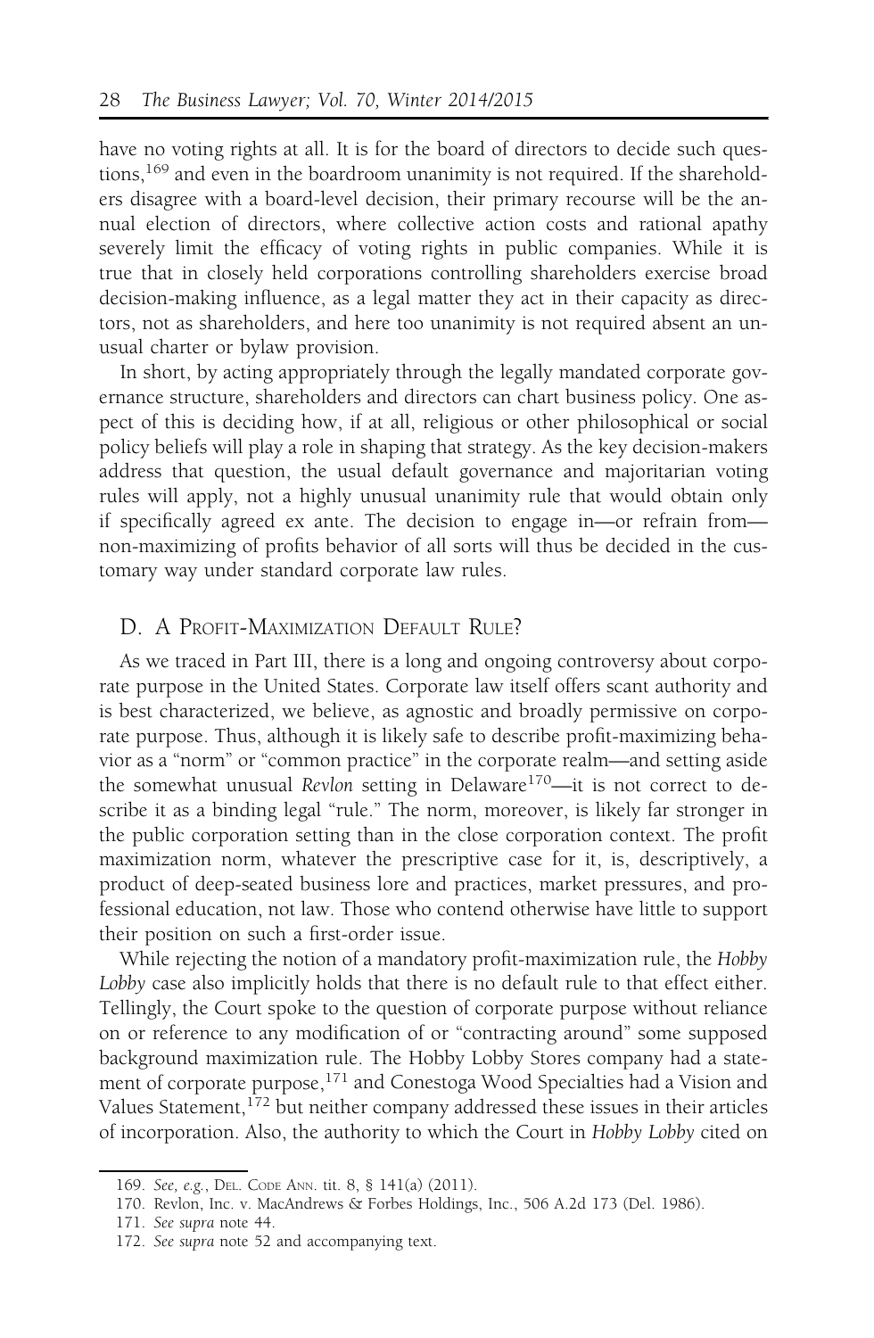have no voting rights at all. It is for the board of directors to decide such questions,[169] and even in the boardroom unanimity is not required. If the shareholders disagree with a board-level decision, their primary recourse will be the annual election of directors, where collective action costs and rational apathy severely limit the efficacy of voting rights in public companies. While it is true that in closely held corporations controlling shareholders exercise broad decision-making influence, as a legal matter they act in their capacity as directors, not as shareholders, and here too unanimity is not required absent an unusual charter or bylaw provision.

In short, by acting appropriately through the legally mandated corporate governance structure, shareholders and directors can chart business policy. One aspect of this is deciding how, if at all, religious or other philosophical or social policy beliefs will play a role in shaping that strategy. As the key decision-makers address that question, the usual default governance and majoritarian voting rules will apply, not a highly unusual unanimity rule that would obtain only if specifically agreed ex ante. The decision to engage in—or refrain from—non-maximizing of profits behavior of all sorts will thus be decided in the customary way under standard corporate law rules.

## D. A Profit-Maximization Default Rule?

As we traced in Part III, there is a long and ongoing controversy about corporate purpose in the United States. Corporate law itself offers scant authority and is best characterized, we believe, as agnostic and broadly permissive on corporate purpose. Thus, although it is likely safe to describe profit-maximizing behavior as a "norm" or "common practice" in the corporate realm—and setting aside the somewhat unusual *Revlon* setting in Delaware[170]—it is not correct to describe it as a binding legal "rule." The norm, moreover, is likely far stronger in the public corporation setting than in the close corporation context. The profit maximization norm, whatever the prescriptive case for it, is, descriptively, a product of deep-seated business lore and practices, market pressures, and professional education, not law. Those who contend otherwise have little to support their position on such a first-order issue.

While rejecting the notion of a mandatory profit-maximization rule, the *Hobby Lobby* case also implicitly holds that there is no default rule to that effect either. Tellingly, the Court spoke to the question of corporate purpose without reliance on or reference to any modification of or "contracting around" some supposed background maximization rule. The Hobby Lobby Stores company had a statement of corporate purpose,[171] and Conestoga Wood Specialties had a Vision and Values Statement,[172] but neither company addressed these issues in their articles of incorporation. Also, the authority to which the Court in *Hobby Lobby* cited on

---

169. *See, e.g.*, Del. Code Ann. tit. 8, § 141(a) (2011).

170. Revlon, Inc. v. MacAndrews & Forbes Holdings, Inc., 506 A.2d 173 (Del. 1986).

171. *See supra* note 44.

172. *See supra* note 52 and accompanying text.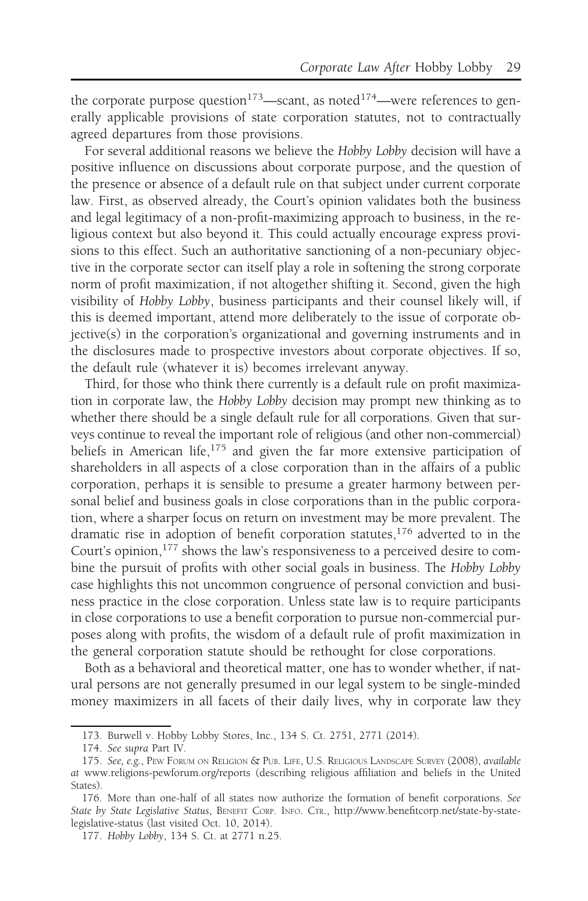the corporate purpose question[173]—scant, as noted[174]—were references to generally applicable provisions of state corporation statutes, not to contractually agreed departures from those provisions.

For several additional reasons we believe the *Hobby Lobby* decision will have a positive influence on discussions about corporate purpose, and the question of the presence or absence of a default rule on that subject under current corporate law. First, as observed already, the Court's opinion validates both the business and legal legitimacy of a non-profit-maximizing approach to business, in the religious context but also beyond it. This could actually encourage express provisions to this effect. Such an authoritative sanctioning of a non-pecuniary objective in the corporate sector can itself play a role in softening the strong corporate norm of profit maximization, if not altogether shifting it. Second, given the high visibility of *Hobby Lobby*, business participants and their counsel likely will, if this is deemed important, attend more deliberately to the issue of corporate objective(s) in the corporation's organizational and governing instruments and in the disclosures made to prospective investors about corporate objectives. If so, the default rule (whatever it is) becomes irrelevant anyway.

Third, for those who think there currently is a default rule on profit maximization in corporate law, the *Hobby Lobby* decision may prompt new thinking as to whether there should be a single default rule for all corporations. Given that surveys continue to reveal the important role of religious (and other non-commercial) beliefs in American life,[175] and given the far more extensive participation of shareholders in all aspects of a close corporation than in the affairs of a public corporation, perhaps it is sensible to presume a greater harmony between personal belief and business goals in close corporations than in the public corporation, where a sharper focus on return on investment may be more prevalent. The dramatic rise in adoption of benefit corporation statutes,[176] adverted to in the Court's opinion,[177] shows the law's responsiveness to a perceived desire to combine the pursuit of profits with other social goals in business. The *Hobby Lobby* case highlights this not uncommon congruence of personal conviction and business practice in the close corporation. Unless state law is to require participants in close corporations to use a benefit corporation to pursue non-commercial purposes along with profits, the wisdom of a default rule of profit maximization in the general corporation statute should be rethought for close corporations.

Both as a behavioral and theoretical matter, one has to wonder whether, if natural persons are not generally presumed in our legal system to be single-minded money maximizers in all facets of their daily lives, why in corporate law they

---

173. Burwell v. Hobby Lobby Stores, Inc., 134 S. Ct. 2751, 2771 (2014).

174. *See supra* Part IV.

175. *See, e.g.*, Pew Forum on Religion & Pub. Life, U.S. Religious Landscape Survey (2008), *available at* www.religions-pewforum.org/reports (describing religious affiliation and beliefs in the United States).

176. More than one-half of all states now authorize the formation of benefit corporations. *See State by State Legislative Status*, Benefit Corp. Info. Ctr., http://www.benefitcorp.net/state-by-state-legislative-status (last visited Oct. 10, 2014).

177. *Hobby Lobby*, 134 S. Ct. at 2771 n.25.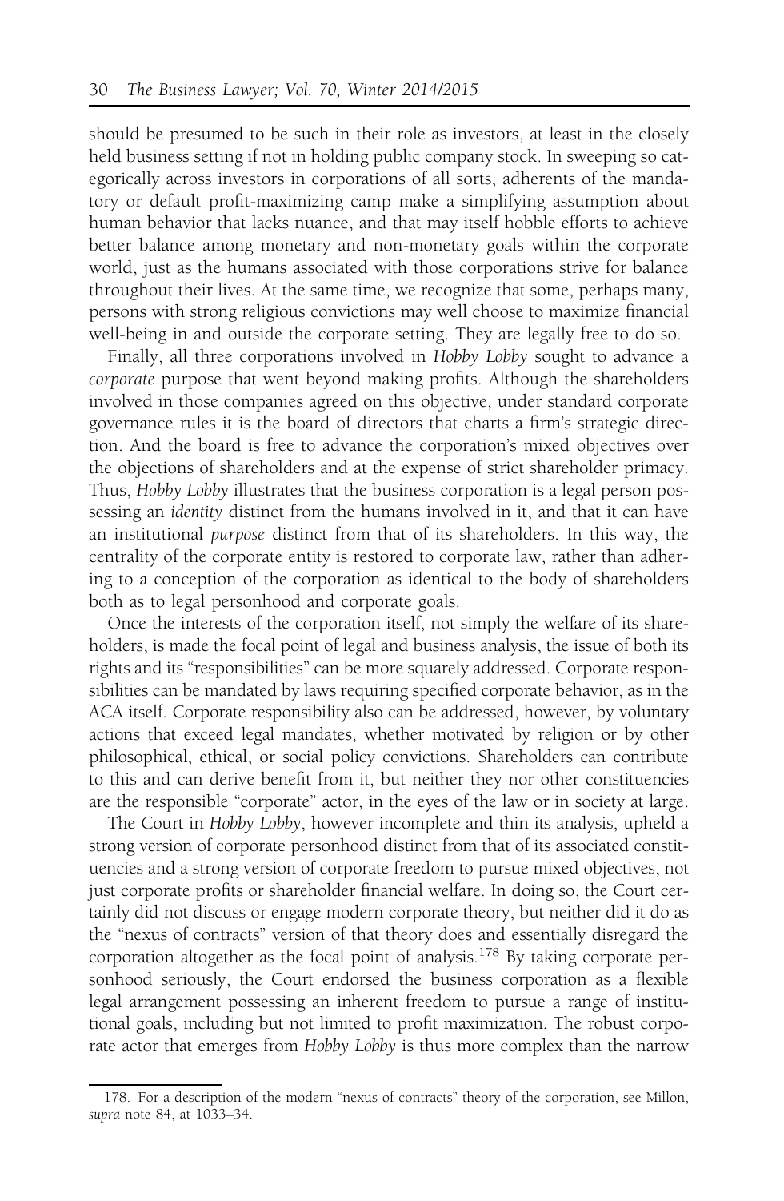should be presumed to be such in their role as investors, at least in the closely held business setting if not in holding public company stock. In sweeping so categorically across investors in corporations of all sorts, adherents of the mandatory or default profit-maximizing camp make a simplifying assumption about human behavior that lacks nuance, and that may itself hobble efforts to achieve better balance among monetary and non-monetary goals within the corporate world, just as the humans associated with those corporations strive for balance throughout their lives. At the same time, we recognize that some, perhaps many, persons with strong religious convictions may well choose to maximize financial well-being in and outside the corporate setting. They are legally free to do so.

Finally, all three corporations involved in *Hobby Lobby* sought to advance a *corporate* purpose that went beyond making profits. Although the shareholders involved in those companies agreed on this objective, under standard corporate governance rules it is the board of directors that charts a firm's strategic direction. And the board is free to advance the corporation's mixed objectives over the objections of shareholders and at the expense of strict shareholder primacy. Thus, *Hobby Lobby* illustrates that the business corporation is a legal person possessing an *identity* distinct from the humans involved in it, and that it can have an institutional *purpose* distinct from that of its shareholders. In this way, the centrality of the corporate entity is restored to corporate law, rather than adhering to a conception of the corporation as identical to the body of shareholders both as to legal personhood and corporate goals.

Once the interests of the corporation itself, not simply the welfare of its shareholders, is made the focal point of legal and business analysis, the issue of both its rights and its "responsibilities" can be more squarely addressed. Corporate responsibilities can be mandated by laws requiring specified corporate behavior, as in the ACA itself. Corporate responsibility also can be addressed, however, by voluntary actions that exceed legal mandates, whether motivated by religion or by other philosophical, ethical, or social policy convictions. Shareholders can contribute to this and can derive benefit from it, but neither they nor other constituencies are the responsible "corporate" actor, in the eyes of the law or in society at large.

The Court in *Hobby Lobby*, however incomplete and thin its analysis, upheld a strong version of corporate personhood distinct from that of its associated constituencies and a strong version of corporate freedom to pursue mixed objectives, not just corporate profits or shareholder financial welfare. In doing so, the Court certainly did not discuss or engage modern corporate theory, but neither did it do as the "nexus of contracts" version of that theory does and essentially disregard the corporation altogether as the focal point of analysis.[178] By taking corporate personhood seriously, the Court endorsed the business corporation as a flexible legal arrangement possessing an inherent freedom to pursue a range of institutional goals, including but not limited to profit maximization. The robust corporate actor that emerges from *Hobby Lobby* is thus more complex than the narrow

178. For a description of the modern "nexus of contracts" theory of the corporation, see Millon, *supra* note 84, at 1033–34.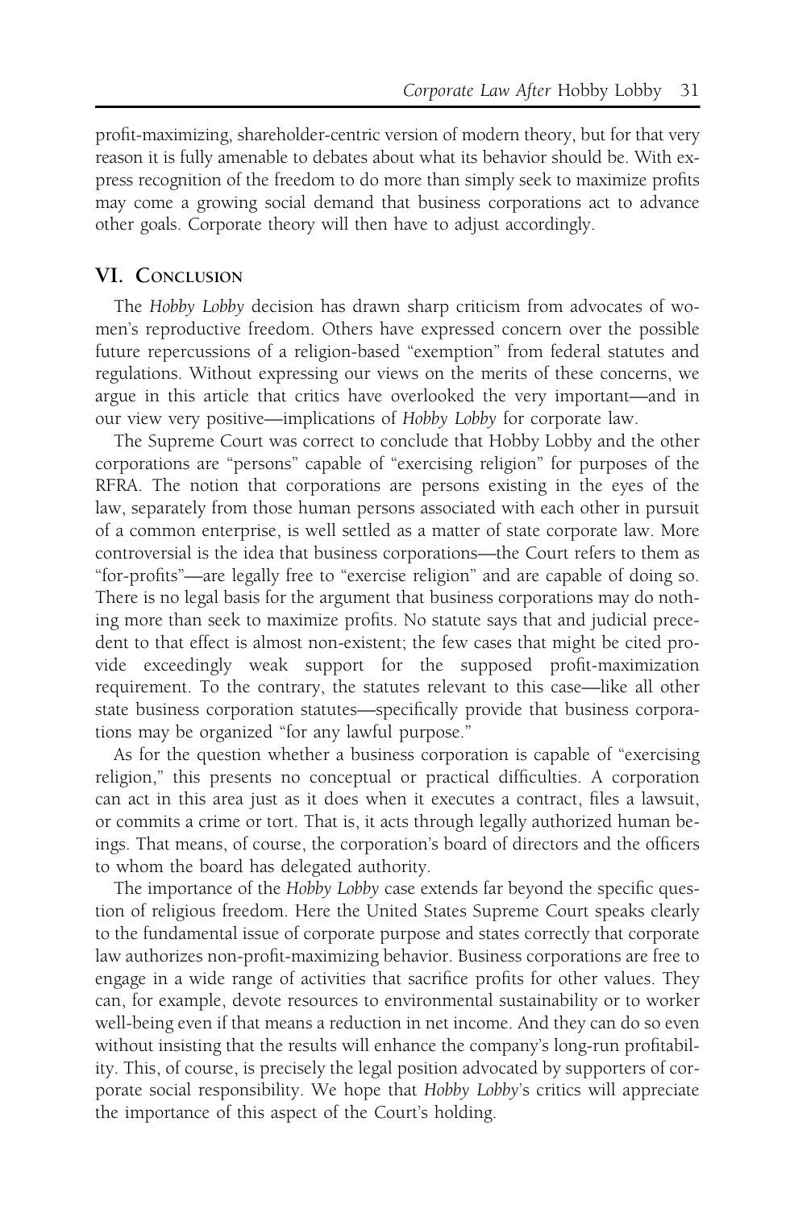profit-maximizing, shareholder-centric version of modern theory, but for that very reason it is fully amenable to debates about what its behavior should be. With express recognition of the freedom to do more than simply seek to maximize profits may come a growing social demand that business corporations act to advance other goals. Corporate theory will then have to adjust accordingly.

## VI. Conclusion

The *Hobby Lobby* decision has drawn sharp criticism from advocates of women's reproductive freedom. Others have expressed concern over the possible future repercussions of a religion-based "exemption" from federal statutes and regulations. Without expressing our views on the merits of these concerns, we argue in this article that critics have overlooked the very important—and in our view very positive—implications of *Hobby Lobby* for corporate law.

The Supreme Court was correct to conclude that Hobby Lobby and the other corporations are "persons" capable of "exercising religion" for purposes of the RFRA. The notion that corporations are persons existing in the eyes of the law, separately from those human persons associated with each other in pursuit of a common enterprise, is well settled as a matter of state corporate law. More controversial is the idea that business corporations—the Court refers to them as "for-profits"—are legally free to "exercise religion" and are capable of doing so. There is no legal basis for the argument that business corporations may do nothing more than seek to maximize profits. No statute says that and judicial precedent to that effect is almost non-existent; the few cases that might be cited provide exceedingly weak support for the supposed profit-maximization requirement. To the contrary, the statutes relevant to this case—like all other state business corporation statutes—specifically provide that business corporations may be organized "for any lawful purpose."

As for the question whether a business corporation is capable of "exercising religion," this presents no conceptual or practical difficulties. A corporation can act in this area just as it does when it executes a contract, files a lawsuit, or commits a crime or tort. That is, it acts through legally authorized human beings. That means, of course, the corporation's board of directors and the officers to whom the board has delegated authority.

The importance of the *Hobby Lobby* case extends far beyond the specific question of religious freedom. Here the United States Supreme Court speaks clearly to the fundamental issue of corporate purpose and states correctly that corporate law authorizes non-profit-maximizing behavior. Business corporations are free to engage in a wide range of activities that sacrifice profits for other values. They can, for example, devote resources to environmental sustainability or to worker well-being even if that means a reduction in net income. And they can do so even without insisting that the results will enhance the company's long-run profitability. This, of course, is precisely the legal position advocated by supporters of corporate social responsibility. We hope that *Hobby Lobby*'s critics will appreciate the importance of this aspect of the Court's holding.